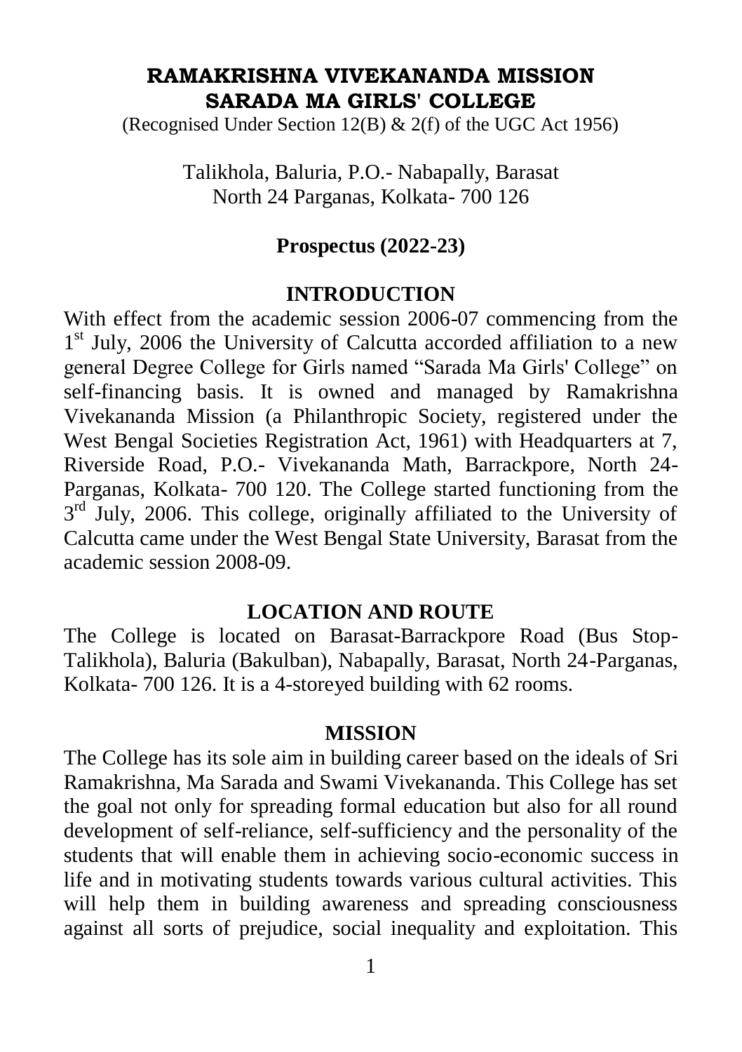# RAMAKRISHNA VIVEKANANDA MISSION SARADA MA GIRLS' COLLEGE

(Recognised Under Section 12(B) & 2(f) of the UGC Act 1956)

Talikhola, Baluria, P.O.- Nabapally, Barasat
North 24 Parganas, Kolkata- 700 126

**Prospectus (2022-23)**

## INTRODUCTION

With effect from the academic session 2006-07 commencing from the 1st July, 2006 the University of Calcutta accorded affiliation to a new general Degree College for Girls named "Sarada Ma Girls' College" on self-financing basis. It is owned and managed by Ramakrishna Vivekananda Mission (a Philanthropic Society, registered under the West Bengal Societies Registration Act, 1961) with Headquarters at 7, Riverside Road, P.O.- Vivekananda Math, Barrackpore, North 24-Parganas, Kolkata- 700 120. The College started functioning from the 3rd July, 2006. This college, originally affiliated to the University of Calcutta came under the West Bengal State University, Barasat from the academic session 2008-09.

## LOCATION AND ROUTE

The College is located on Barasat-Barrackpore Road (Bus Stop-Talikhola), Baluria (Bakulban), Nabapally, Barasat, North 24-Parganas, Kolkata- 700 126. It is a 4-storeyed building with 62 rooms.

## MISSION

The College has its sole aim in building career based on the ideals of Sri Ramakrishna, Ma Sarada and Swami Vivekananda. This College has set the goal not only for spreading formal education but also for all round development of self-reliance, self-sufficiency and the personality of the students that will enable them in achieving socio-economic success in life and in motivating students towards various cultural activities. This will help them in building awareness and spreading consciousness against all sorts of prejudice, social inequality and exploitation. This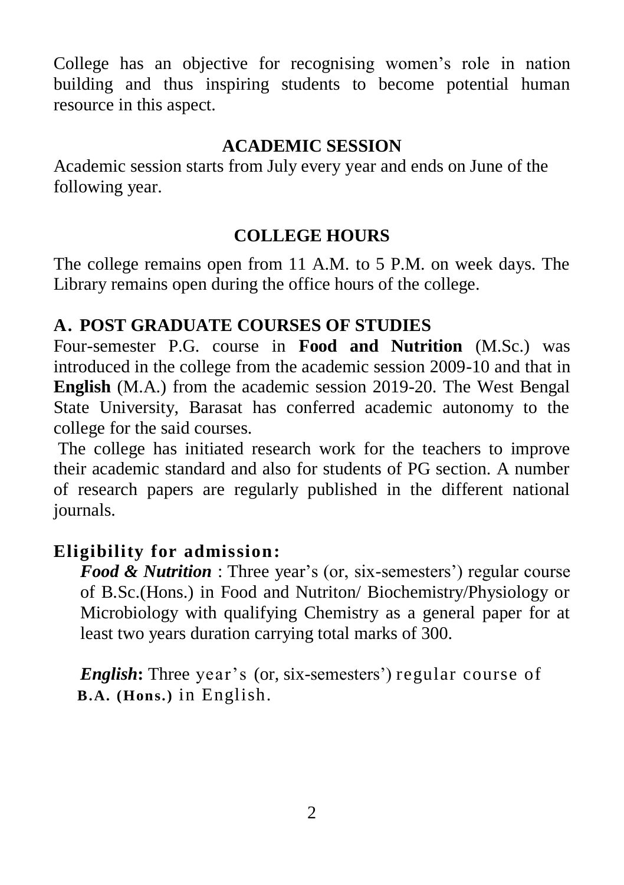College has an objective for recognising women's role in nation building and thus inspiring students to become potential human resource in this aspect.

## ACADEMIC SESSION

Academic session starts from July every year and ends on June of the following year.

## COLLEGE HOURS

The college remains open from 11 A.M. to 5 P.M. on week days. The Library remains open during the office hours of the college.

## A. POST GRADUATE COURSES OF STUDIES

Four-semester P.G. course in **Food and Nutrition** (M.Sc.) was introduced in the college from the academic session 2009-10 and that in **English** (M.A.) from the academic session 2019-20. The West Bengal State University, Barasat has conferred academic autonomy to the college for the said courses.

The college has initiated research work for the teachers to improve their academic standard and also for students of PG section. A number of research papers are regularly published in the different national journals.

### Eligibility for admission:

***Food & Nutrition*** : Three year's (or, six-semesters') regular course of B.Sc.(Hons.) in Food and Nutriton/ Biochemistry/Physiology or Microbiology with qualifying Chemistry as a general paper for at least two years duration carrying total marks of 300.

***English*****:** Three year's (or, six-semesters') regular course of **B.A. (Hons.)** in English.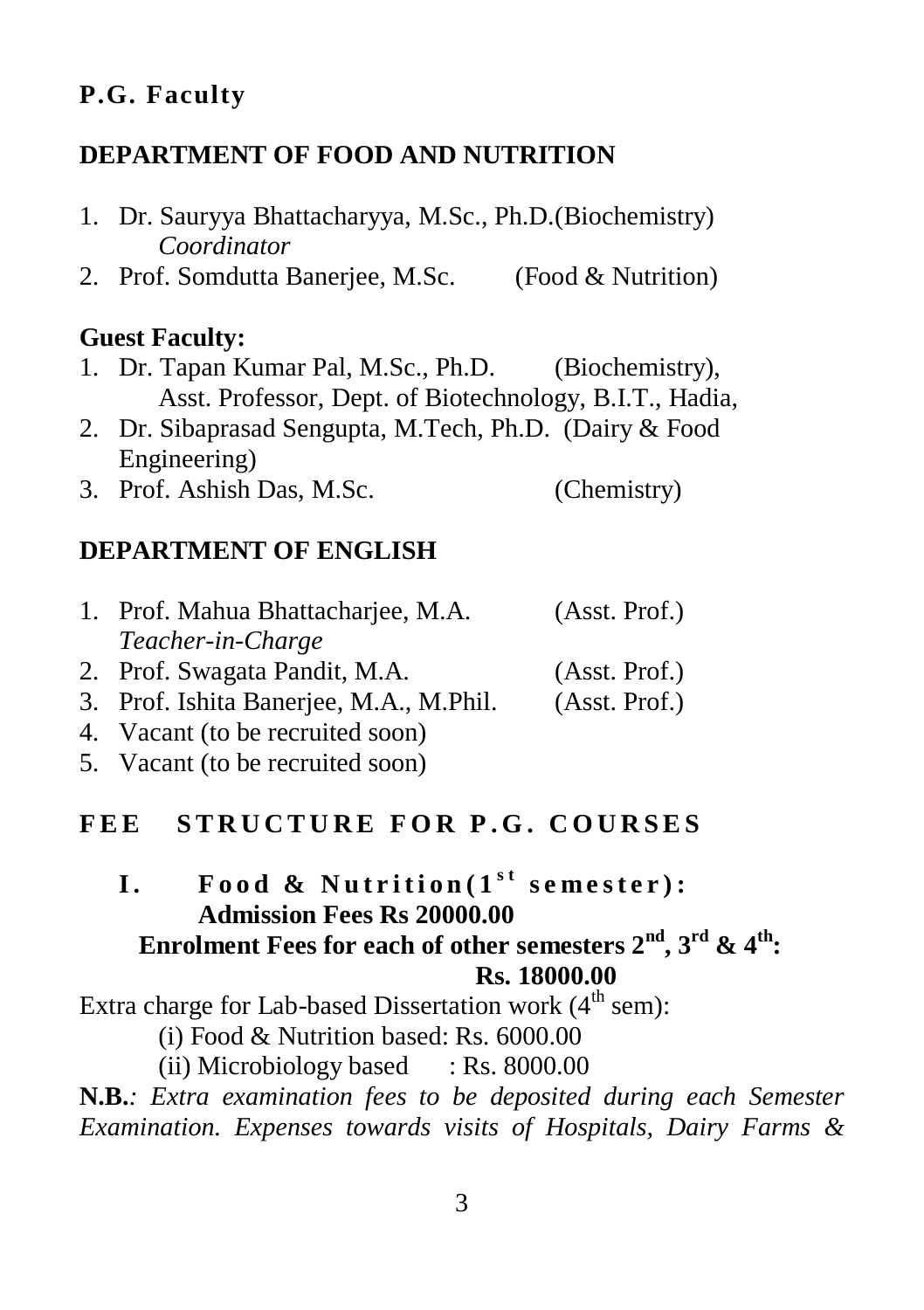## P.G. Faculty

### DEPARTMENT OF FOOD AND NUTRITION

1. Dr. Sauryya Bhattacharyya, M.Sc., Ph.D.(Biochemistry)
   *Coordinator*
2. Prof. Somdutta Banerjee, M.Sc. (Food & Nutrition)

**Guest Faculty:**

1. Dr. Tapan Kumar Pal, M.Sc., Ph.D. (Biochemistry),
   Asst. Professor, Dept. of Biotechnology, B.I.T., Hadia,
2. Dr. Sibaprasad Sengupta, M.Tech, Ph.D. (Dairy & Food Engineering)
3. Prof. Ashish Das, M.Sc. (Chemistry)

### DEPARTMENT OF ENGLISH

1. Prof. Mahua Bhattacharjee, M.A. (Asst. Prof.)
   *Teacher-in-Charge*
2. Prof. Swagata Pandit, M.A. (Asst. Prof.)
3. Prof. Ishita Banerjee, M.A., M.Phil. (Asst. Prof.)
4. Vacant (to be recruited soon)
5. Vacant (to be recruited soon)

## FEE STRUCTURE FOR P.G. COURSES

**I. Food & Nutrition(1st semester):**
**Admission Fees Rs 20000.00**
**Enrolment Fees for each of other semesters 2nd, 3rd & 4th: Rs. 18000.00**

Extra charge for Lab-based Dissertation work (4th sem):

(i) Food & Nutrition based: Rs. 6000.00
(ii) Microbiology based : Rs. 8000.00

**N.B.**: *Extra examination fees to be deposited during each Semester Examination. Expenses towards visits of Hospitals, Dairy Farms &*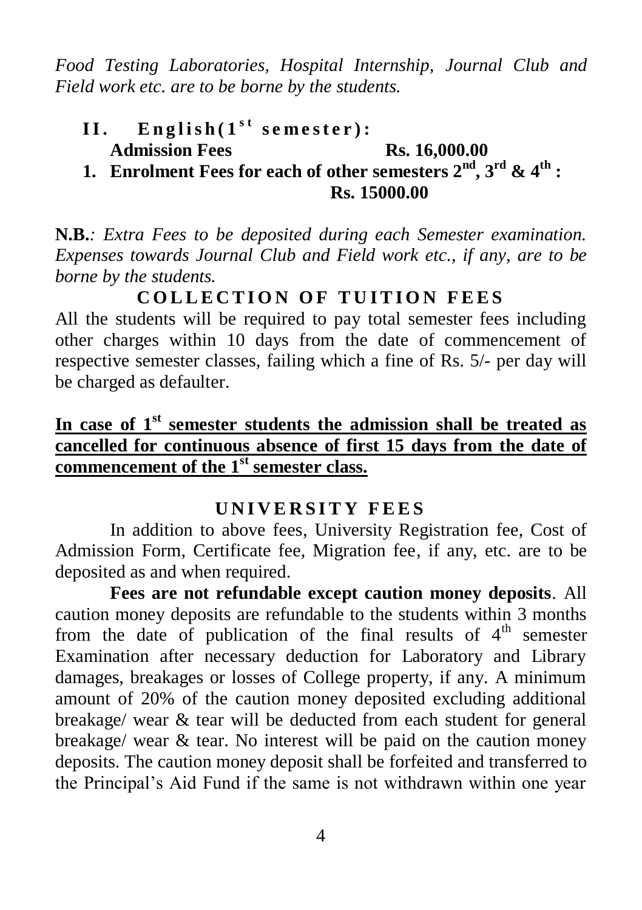*Food Testing Laboratories, Hospital Internship, Journal Club and Field work etc. are to be borne by the students.*

**II. English(1st semester):**

**Admission Fees Rs. 16,000.00**

1. **Enrolment Fees for each of other semesters 2nd, 3rd & 4th : Rs. 15000.00**

**N.B.***: Extra Fees to be deposited during each Semester examination. Expenses towards Journal Club and Field work etc., if any, are to be borne by the students.*

## COLLECTION OF TUITION FEES

All the students will be required to pay total semester fees including other charges within 10 days from the date of commencement of respective semester classes, failing which a fine of Rs. 5/- per day will be charged as defaulter.

**In case of 1st semester students the admission shall be treated as cancelled for continuous absence of first 15 days from the date of commencement of the 1st semester class.**

## UNIVERSITY FEES

In addition to above fees, University Registration fee, Cost of Admission Form, Certificate fee, Migration fee, if any, etc. are to be deposited as and when required.

**Fees are not refundable except caution money deposits**. All caution money deposits are refundable to the students within 3 months from the date of publication of the final results of 4th semester Examination after necessary deduction for Laboratory and Library damages, breakages or losses of College property, if any. A minimum amount of 20% of the caution money deposited excluding additional breakage/ wear & tear will be deducted from each student for general breakage/ wear & tear. No interest will be paid on the caution money deposits. The caution money deposit shall be forfeited and transferred to the Principal's Aid Fund if the same is not withdrawn within one year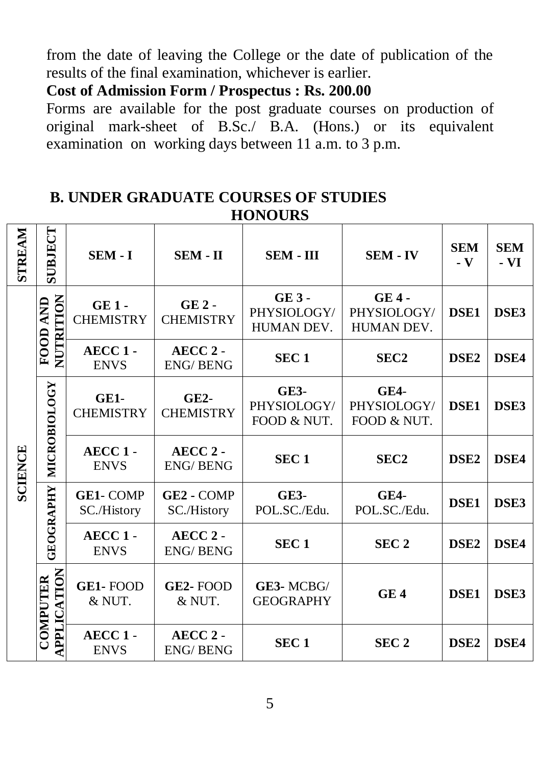from the date of leaving the College or the date of publication of the results of the final examination, whichever is earlier.

**Cost of Admission Form / Prospectus : Rs. 200.00**

Forms are available for the post graduate courses on production of original mark-sheet of B.Sc./ B.A. (Hons.) or its equivalent examination on working days between 11 a.m. to 3 p.m.

## B. UNDER GRADUATE COURSES OF STUDIES

### HONOURS

| STREAM | SUBJECT | SEM - I | SEM - II | SEM - III | SEM - IV | SEM - V | SEM - VI |
|---|---|---|---|---|---|---|---|
| SCIENCE | FOOD AND NUTRITION | **GE 1 -** CHEMISTRY | **GE 2 -** CHEMISTRY | **GE 3 -** PHYSIOLOGY/ HUMAN DEV. | **GE 4 -** PHYSIOLOGY/ HUMAN DEV. | **DSE1** | **DSE3** |
| | | **AECC 1 -** ENVS | **AECC 2 -** ENG/ BENG | **SEC 1** | **SEC2** | **DSE2** | **DSE4** |
| | MICROBIOLOGY | **GE1-** CHEMISTRY | **GE2-** CHEMISTRY | **GE3-** PHYSIOLOGY/ FOOD & NUT. | **GE4-** PHYSIOLOGY/ FOOD & NUT. | **DSE1** | **DSE3** |
| | | **AECC 1 -** ENVS | **AECC 2 -** ENG/ BENG | **SEC 1** | **SEC2** | **DSE2** | **DSE4** |
| | GEOGRAPHY | **GE1-** COMP SC./History | **GE2 -** COMP SC./History | **GE3-** POL.SC./Edu. | **GE4-** POL.SC./Edu. | **DSE1** | **DSE3** |
| | | **AECC 1 -** ENVS | **AECC 2 -** ENG/ BENG | **SEC 1** | **SEC 2** | **DSE2** | **DSE4** |
| | COMPUTER APPLICATION | **GE1-** FOOD & NUT. | **GE2-** FOOD & NUT. | **GE3-** MCBG/ GEOGRAPHY | **GE 4** | **DSE1** | **DSE3** |
| | | **AECC 1 -** ENVS | **AECC 2 -** ENG/ BENG | **SEC 1** | **SEC 2** | **DSE2** | **DSE4** |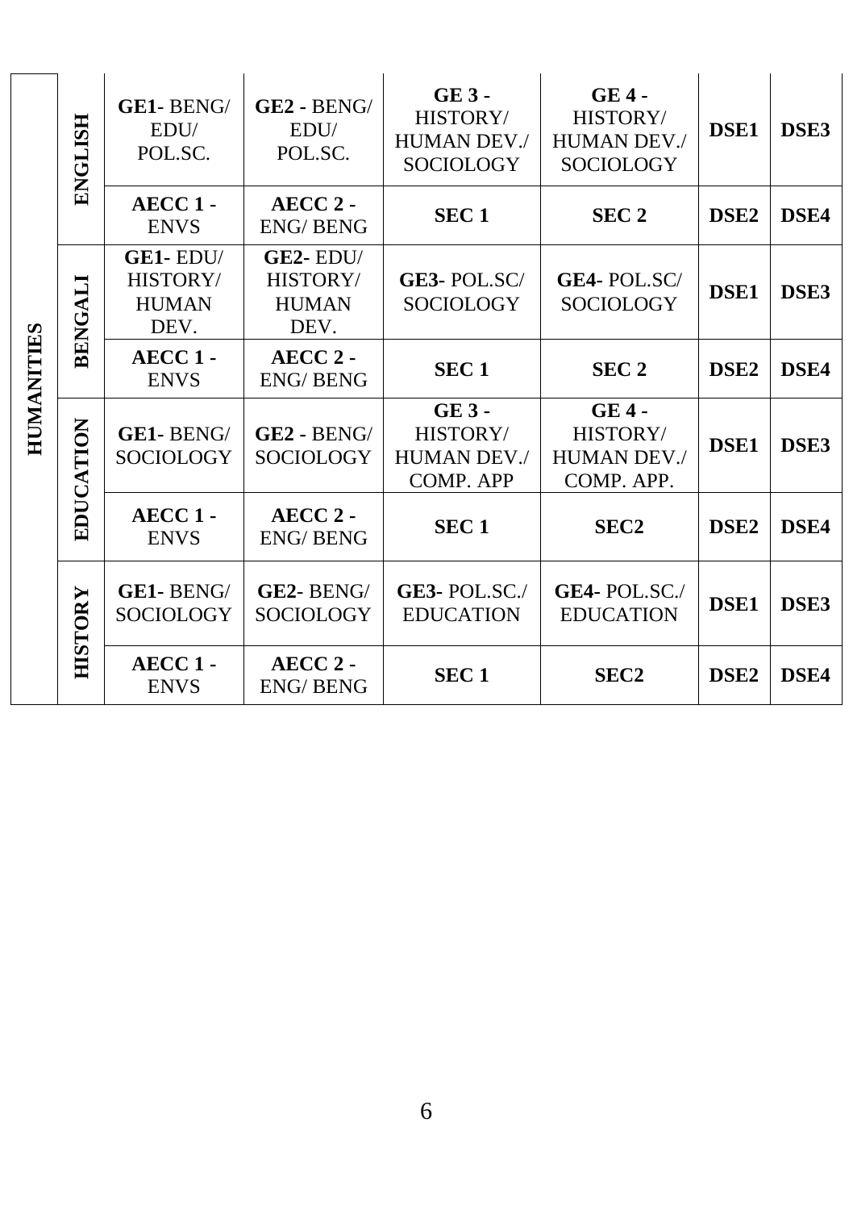| | | | | | | | |
|---|---|---|---|---|---|---|---|
| HUMANITIES | ENGLISH | **GE1**- BENG/ EDU/ POL.SC. | **GE2** - BENG/ EDU/ POL.SC. | **GE 3** - HISTORY/ HUMAN DEV./ SOCIOLOGY | **GE 4** - HISTORY/ HUMAN DEV./ SOCIOLOGY | **DSE1** | **DSE3** |
| | | **AECC 1** - ENVS | **AECC 2** - ENG/ BENG | **SEC 1** | **SEC 2** | **DSE2** | **DSE4** |
| | BENGALI | **GE1**- EDU/ HISTORY/ HUMAN DEV. | **GE2**- EDU/ HISTORY/ HUMAN DEV. | **GE3**- POL.SC/ SOCIOLOGY | **GE4**- POL.SC/ SOCIOLOGY | **DSE1** | **DSE3** |
| | | **AECC 1** - ENVS | **AECC 2** - ENG/ BENG | **SEC 1** | **SEC 2** | **DSE2** | **DSE4** |
| | EDUCATION | **GE1**- BENG/ SOCIOLOGY | **GE2** - BENG/ SOCIOLOGY | **GE 3** - HISTORY/ HUMAN DEV./ COMP. APP | **GE 4** - HISTORY/ HUMAN DEV./ COMP. APP. | **DSE1** | **DSE3** |
| | | **AECC 1** - ENVS | **AECC 2** - ENG/ BENG | **SEC 1** | **SEC2** | **DSE2** | **DSE4** |
| | HISTORY | **GE1**- BENG/ SOCIOLOGY | **GE2**- BENG/ SOCIOLOGY | **GE3**- POL.SC./ EDUCATION | **GE4**- POL.SC./ EDUCATION | **DSE1** | **DSE3** |
| | | **AECC 1** - ENVS | **AECC 2** - ENG/ BENG | **SEC 1** | **SEC2** | **DSE2** | **DSE4** |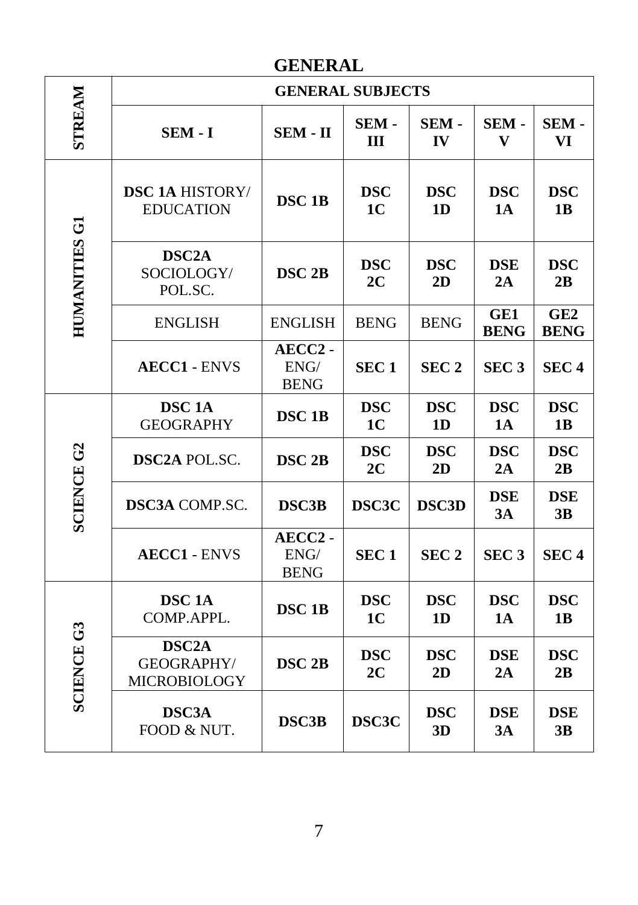# GENERAL

| STREAM | GENERAL SUBJECTS | | | | | |
|---|---|---|---|---|---|---|
| | **SEM - I** | **SEM - II** | **SEM - III** | **SEM - IV** | **SEM - V** | **SEM - VI** |
| **HUMANITIES G1** | **DSC 1A** HISTORY/ EDUCATION | **DSC 1B** | **DSC 1C** | **DSC 1D** | **DSC 1A** | **DSC 1B** |
| | **DSC2A** SOCIOLOGY/ POL.SC. | **DSC 2B** | **DSC 2C** | **DSC 2D** | **DSE 2A** | **DSC 2B** |
| | ENGLISH | ENGLISH | BENG | BENG | **GE1 BENG** | **GE2 BENG** |
| | **AECC1** - ENVS | **AECC2 -** ENG/ BENG | **SEC 1** | **SEC 2** | **SEC 3** | **SEC 4** |
| **SCIENCE G2** | **DSC 1A** GEOGRAPHY | **DSC 1B** | **DSC 1C** | **DSC 1D** | **DSC 1A** | **DSC 1B** |
| | **DSC2A** POL.SC. | **DSC 2B** | **DSC 2C** | **DSC 2D** | **DSC 2A** | **DSC 2B** |
| | **DSC3A** COMP.SC. | **DSC3B** | **DSC3C** | **DSC3D** | **DSE 3A** | **DSE 3B** |
| | **AECC1** - ENVS | **AECC2 -** ENG/ BENG | **SEC 1** | **SEC 2** | **SEC 3** | **SEC 4** |
| **SCIENCE G3** | **DSC 1A** COMP.APPL. | **DSC 1B** | **DSC 1C** | **DSC 1D** | **DSC 1A** | **DSC 1B** |
| | **DSC2A** GEOGRAPHY/ MICROBIOLOGY | **DSC 2B** | **DSC 2C** | **DSC 2D** | **DSE 2A** | **DSC 2B** |
| | **DSC3A** FOOD & NUT. | **DSC3B** | **DSC3C** | **DSC 3D** | **DSE 3A** | **DSE 3B** |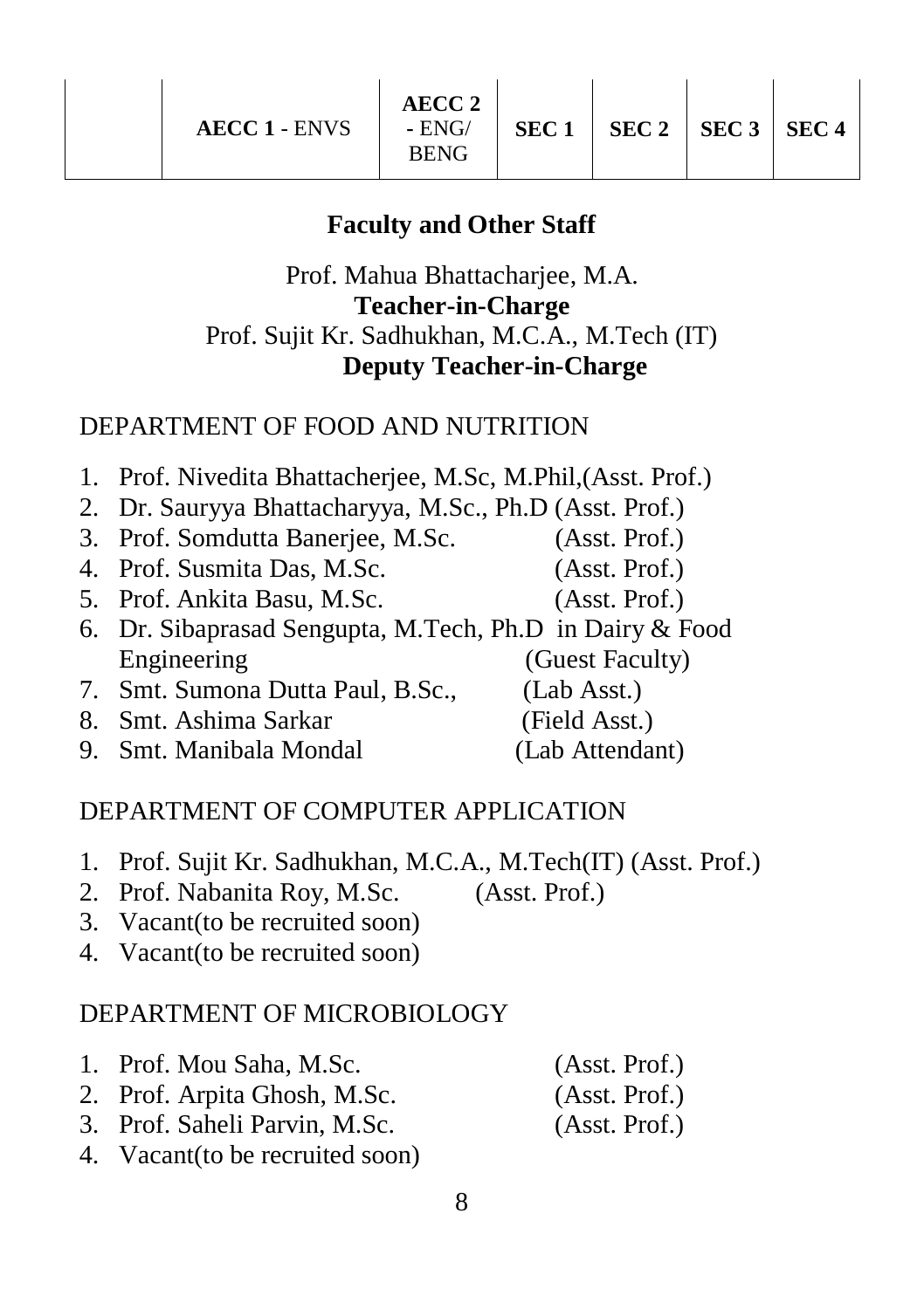|  | **AECC 1** - ENVS | **AECC 2** - ENG/ BENG | **SEC 1** | **SEC 2** | **SEC 3** | **SEC 4** |
|---|---|---|---|---|---|---|

## Faculty and Other Staff

Prof. Mahua Bhattacharjee, M.A.
**Teacher-in-Charge**
Prof. Sujit Kr. Sadhukhan, M.C.A., M.Tech (IT)
**Deputy Teacher-in-Charge**

### DEPARTMENT OF FOOD AND NUTRITION

1. Prof. Nivedita Bhattacherjee, M.Sc, M.Phil,(Asst. Prof.)
2. Dr. Sauryya Bhattacharyya, M.Sc., Ph.D (Asst. Prof.)
3. Prof. Somdutta Banerjee, M.Sc. (Asst. Prof.)
4. Prof. Susmita Das, M.Sc. (Asst. Prof.)
5. Prof. Ankita Basu, M.Sc. (Asst. Prof.)
6. Dr. Sibaprasad Sengupta, M.Tech, Ph.D in Dairy & Food Engineering (Guest Faculty)
7. Smt. Sumona Dutta Paul, B.Sc., (Lab Asst.)
8. Smt. Ashima Sarkar (Field Asst.)
9. Smt. Manibala Mondal (Lab Attendant)

### DEPARTMENT OF COMPUTER APPLICATION

1. Prof. Sujit Kr. Sadhukhan, M.C.A., M.Tech(IT) (Asst. Prof.)
2. Prof. Nabanita Roy, M.Sc. (Asst. Prof.)
3. Vacant(to be recruited soon)
4. Vacant(to be recruited soon)

### DEPARTMENT OF MICROBIOLOGY

1. Prof. Mou Saha, M.Sc. (Asst. Prof.)
2. Prof. Arpita Ghosh, M.Sc. (Asst. Prof.)
3. Prof. Saheli Parvin, M.Sc. (Asst. Prof.)
4. Vacant(to be recruited soon)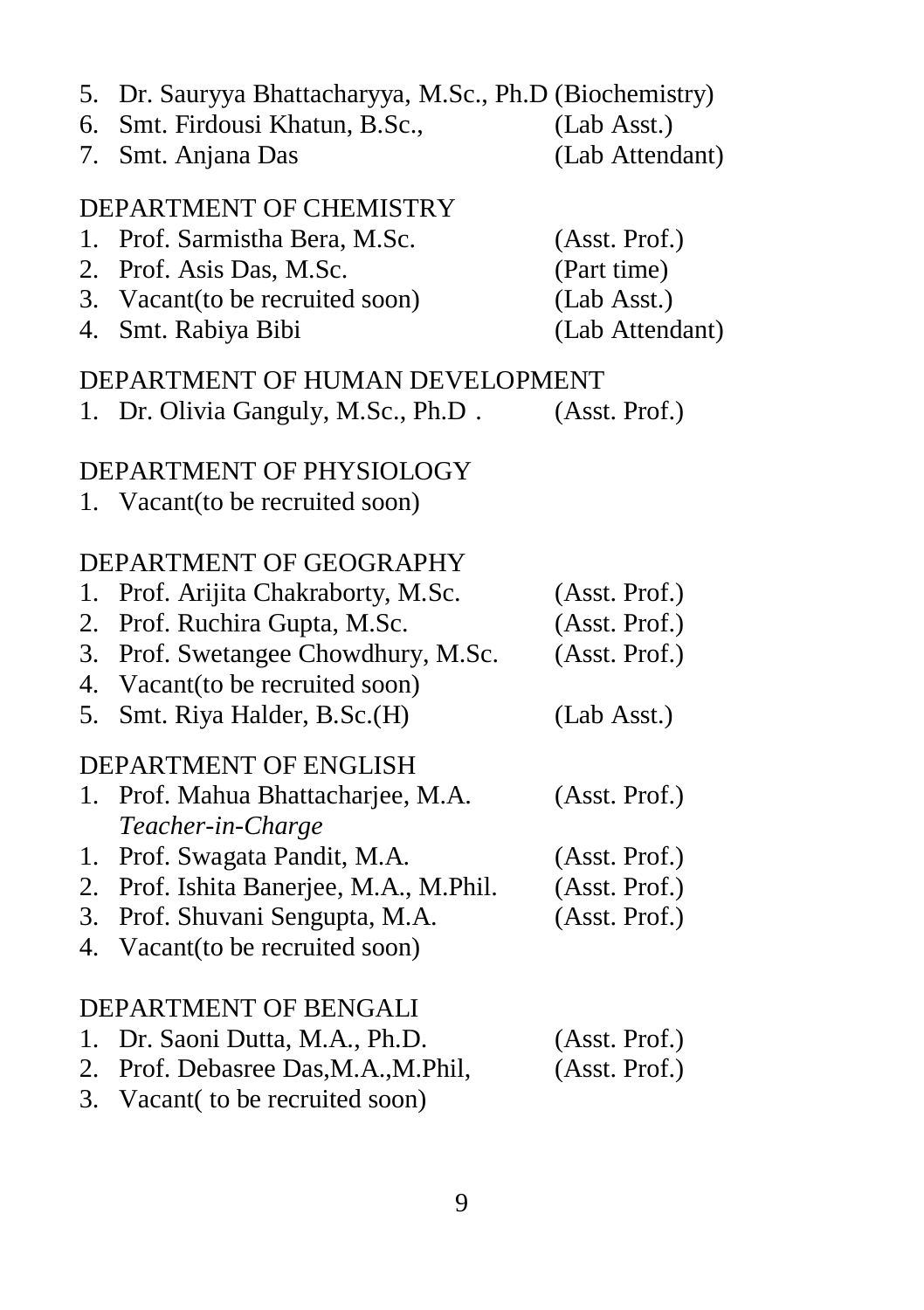5. Dr. Sauryya Bhattacharyya, M.Sc., Ph.D (Biochemistry)
6. Smt. Firdousi Khatun, B.Sc., (Lab Asst.)
7. Smt. Anjana Das (Lab Attendant)

## DEPARTMENT OF CHEMISTRY

1. Prof. Sarmistha Bera, M.Sc. (Asst. Prof.)
2. Prof. Asis Das, M.Sc. (Part time)
3. Vacant(to be recruited soon) (Lab Asst.)
4. Smt. Rabiya Bibi (Lab Attendant)

## DEPARTMENT OF HUMAN DEVELOPMENT

1. Dr. Olivia Ganguly, M.Sc., Ph.D . (Asst. Prof.)

## DEPARTMENT OF PHYSIOLOGY

1. Vacant(to be recruited soon)

## DEPARTMENT OF GEOGRAPHY

1. Prof. Arijita Chakraborty, M.Sc. (Asst. Prof.)
2. Prof. Ruchira Gupta, M.Sc. (Asst. Prof.)
3. Prof. Swetangee Chowdhury, M.Sc. (Asst. Prof.)
4. Vacant(to be recruited soon)
5. Smt. Riya Halder, B.Sc.(H) (Lab Asst.)

## DEPARTMENT OF ENGLISH

1. Prof. Mahua Bhattacharjee, M.A. (Asst. Prof.)  
   *Teacher-in-Charge*
1. Prof. Swagata Pandit, M.A. (Asst. Prof.)
2. Prof. Ishita Banerjee, M.A., M.Phil. (Asst. Prof.)
3. Prof. Shuvani Sengupta, M.A. (Asst. Prof.)
4. Vacant(to be recruited soon)

## DEPARTMENT OF BENGALI

1. Dr. Saoni Dutta, M.A., Ph.D. (Asst. Prof.)
2. Prof. Debasree Das,M.A.,M.Phil, (Asst. Prof.)
3. Vacant( to be recruited soon)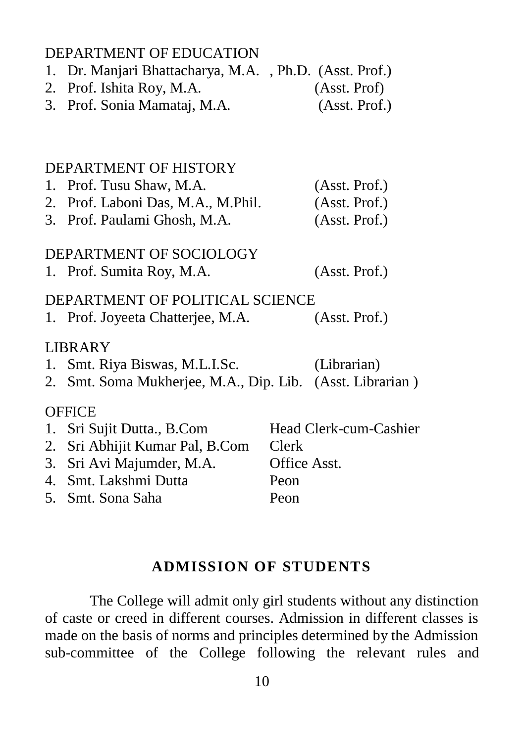DEPARTMENT OF EDUCATION

1. Dr. Manjari Bhattacharya, M.A. , Ph.D. (Asst. Prof.)
2. Prof. Ishita Roy, M.A. (Asst. Prof)
3. Prof. Sonia Mamataj, M.A. (Asst. Prof.)

DEPARTMENT OF HISTORY

1. Prof. Tusu Shaw, M.A. (Asst. Prof.)
2. Prof. Laboni Das, M.A., M.Phil. (Asst. Prof.)
3. Prof. Paulami Ghosh, M.A. (Asst. Prof.)

DEPARTMENT OF SOCIOLOGY

1. Prof. Sumita Roy, M.A. (Asst. Prof.)

DEPARTMENT OF POLITICAL SCIENCE

1. Prof. Joyeeta Chatterjee, M.A. (Asst. Prof.)

LIBRARY

1. Smt. Riya Biswas, M.L.I.Sc. (Librarian)
2. Smt. Soma Mukherjee, M.A., Dip. Lib. (Asst. Librarian )

OFFICE

1. Sri Sujit Dutta., B.Com Head Clerk-cum-Cashier
2. Sri Abhijit Kumar Pal, B.Com Clerk
3. Sri Avi Majumder, M.A. Office Asst.
4. Smt. Lakshmi Dutta Peon
5. Smt. Sona Saha Peon

## ADMISSION OF STUDENTS

The College will admit only girl students without any distinction of caste or creed in different courses. Admission in different classes is made on the basis of norms and principles determined by the Admission sub-committee of the College following the relevant rules and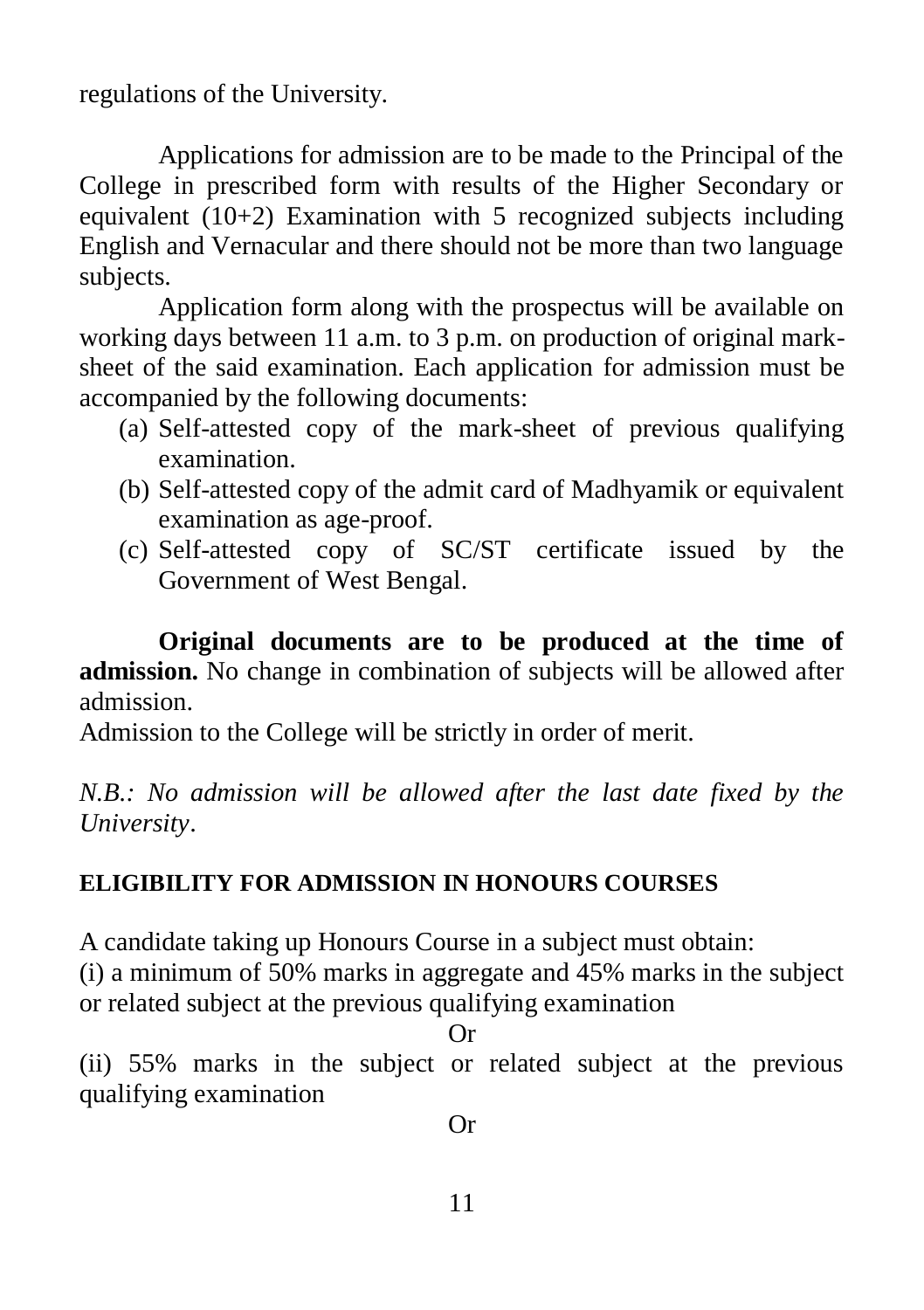regulations of the University.

Applications for admission are to be made to the Principal of the College in prescribed form with results of the Higher Secondary or equivalent (10+2) Examination with 5 recognized subjects including English and Vernacular and there should not be more than two language subjects.

Application form along with the prospectus will be available on working days between 11 a.m. to 3 p.m. on production of original mark-sheet of the said examination. Each application for admission must be accompanied by the following documents:

(a) Self-attested copy of the mark-sheet of previous qualifying examination.
(b) Self-attested copy of the admit card of Madhyamik or equivalent examination as age-proof.
(c) Self-attested copy of SC/ST certificate issued by the Government of West Bengal.

**Original documents are to be produced at the time of admission.** No change in combination of subjects will be allowed after admission.

Admission to the College will be strictly in order of merit.

*N.B.: No admission will be allowed after the last date fixed by the University*.

**ELIGIBILITY FOR ADMISSION IN HONOURS COURSES**

A candidate taking up Honours Course in a subject must obtain:

(i) a minimum of 50% marks in aggregate and 45% marks in the subject or related subject at the previous qualifying examination

Or

(ii) 55% marks in the subject or related subject at the previous qualifying examination

Or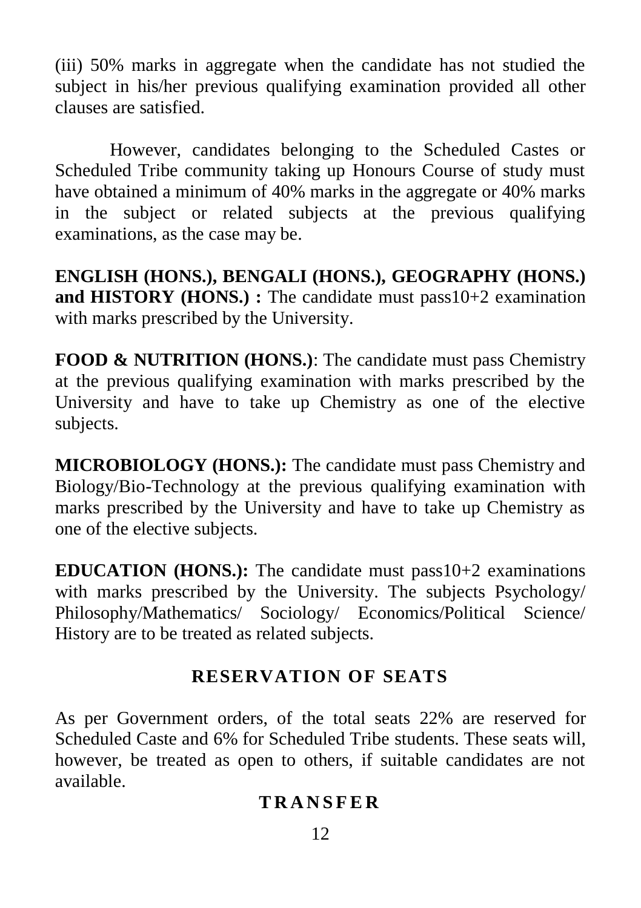(iii) 50% marks in aggregate when the candidate has not studied the subject in his/her previous qualifying examination provided all other clauses are satisfied.

However, candidates belonging to the Scheduled Castes or Scheduled Tribe community taking up Honours Course of study must have obtained a minimum of 40% marks in the aggregate or 40% marks in the subject or related subjects at the previous qualifying examinations, as the case may be.

**ENGLISH (HONS.), BENGALI (HONS.), GEOGRAPHY (HONS.) and HISTORY (HONS.) :** The candidate must pass10+2 examination with marks prescribed by the University.

**FOOD & NUTRITION (HONS.)**: The candidate must pass Chemistry at the previous qualifying examination with marks prescribed by the University and have to take up Chemistry as one of the elective subjects.

**MICROBIOLOGY (HONS.):** The candidate must pass Chemistry and Biology/Bio-Technology at the previous qualifying examination with marks prescribed by the University and have to take up Chemistry as one of the elective subjects.

**EDUCATION (HONS.):** The candidate must pass10+2 examinations with marks prescribed by the University. The subjects Psychology/ Philosophy/Mathematics/ Sociology/ Economics/Political Science/ History are to be treated as related subjects.

## RESERVATION OF SEATS

As per Government orders, of the total seats 22% are reserved for Scheduled Caste and 6% for Scheduled Tribe students. These seats will, however, be treated as open to others, if suitable candidates are not available.

## TRANSFER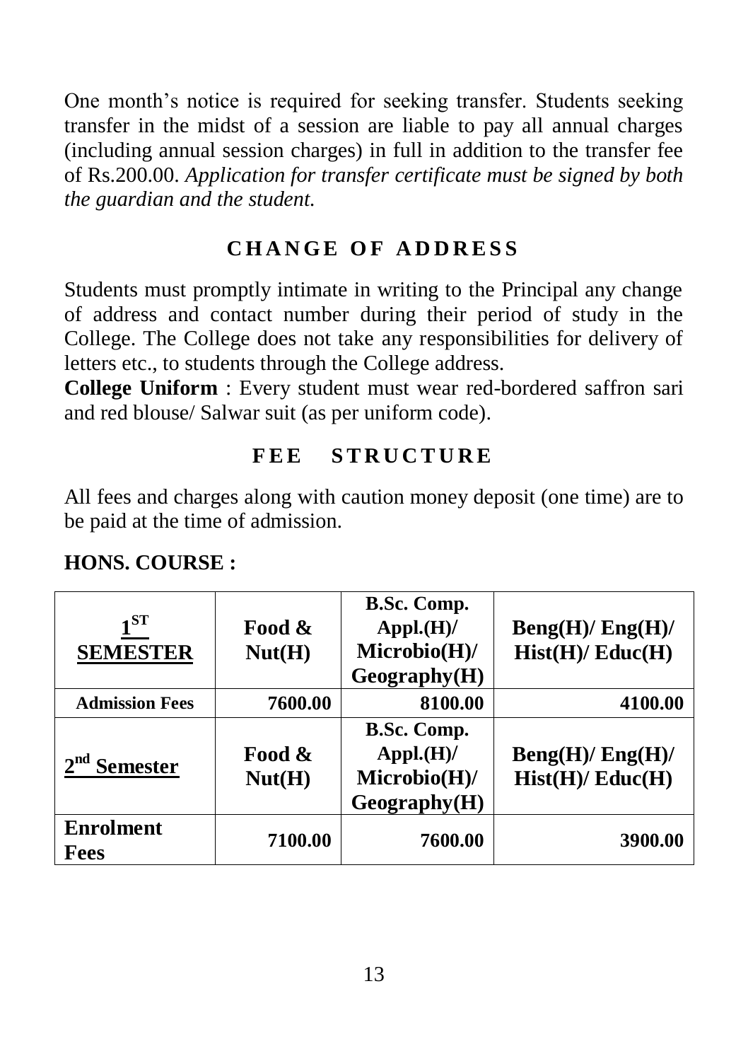One month's notice is required for seeking transfer. Students seeking transfer in the midst of a session are liable to pay all annual charges (including annual session charges) in full in addition to the transfer fee of Rs.200.00. *Application for transfer certificate must be signed by both the guardian and the student.*

## CHANGE OF ADDRESS

Students must promptly intimate in writing to the Principal any change of address and contact number during their period of study in the College. The College does not take any responsibilities for delivery of letters etc., to students through the College address.

**College Uniform** : Every student must wear red-bordered saffron sari and red blouse/ Salwar suit (as per uniform code).

## FEE STRUCTURE

All fees and charges along with caution money deposit (one time) are to be paid at the time of admission.

**HONS. COURSE :**

| **1ST SEMESTER** | **Food & Nut(H)** | **B.Sc. Comp. Appl.(H)/ Microbio(H)/ Geography(H)** | **Beng(H)/ Eng(H)/ Hist(H)/ Educ(H)** |
|---|---|---|---|
| **Admission Fees** | **7600.00** | **8100.00** | **4100.00** |
| **2nd Semester** | **Food & Nut(H)** | **B.Sc. Comp. Appl.(H)/ Microbio(H)/ Geography(H)** | **Beng(H)/ Eng(H)/ Hist(H)/ Educ(H)** |
| **Enrolment Fees** | **7100.00** | **7600.00** | **3900.00** |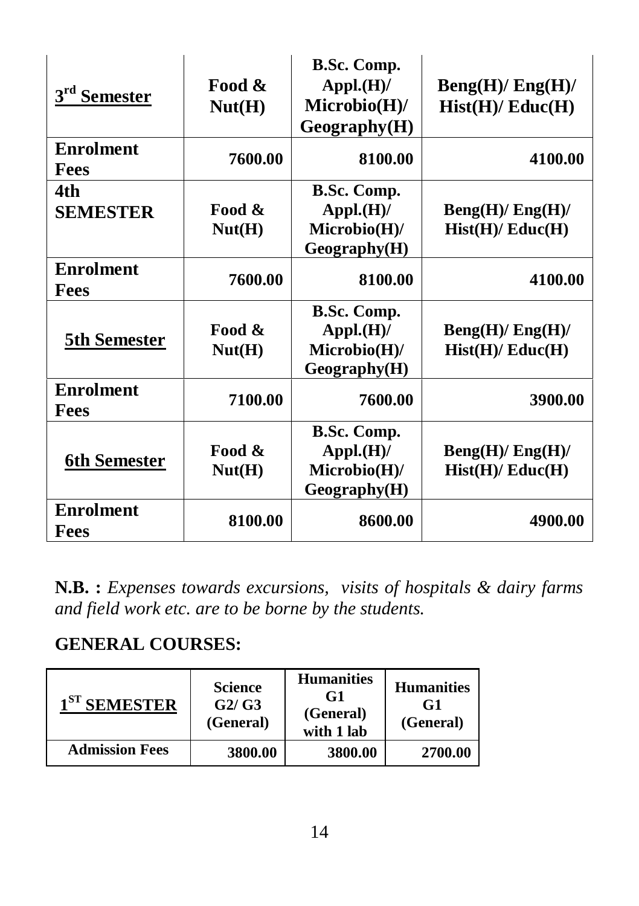| 3rd Semester | Food & Nut(H) | B.Sc. Comp. Appl.(H)/ Microbio(H)/ Geography(H) | Beng(H)/ Eng(H)/ Hist(H)/ Educ(H) |
|---|---|---|---|
| Enrolment Fees | 7600.00 | 8100.00 | 4100.00 |
| **4th SEMESTER** | **Food & Nut(H)** | **B.Sc. Comp. Appl.(H)/ Microbio(H)/ Geography(H)** | **Beng(H)/ Eng(H)/ Hist(H)/ Educ(H)** |
| Enrolment Fees | 7600.00 | 8100.00 | 4100.00 |
| **5th Semester** | **Food & Nut(H)** | **B.Sc. Comp. Appl.(H)/ Microbio(H)/ Geography(H)** | **Beng(H)/ Eng(H)/ Hist(H)/ Educ(H)** |
| Enrolment Fees | 7100.00 | 7600.00 | 3900.00 |
| **6th Semester** | **Food & Nut(H)** | **B.Sc. Comp. Appl.(H)/ Microbio(H)/ Geography(H)** | **Beng(H)/ Eng(H)/ Hist(H)/ Educ(H)** |
| Enrolment Fees | 8100.00 | 8600.00 | 4900.00 |

**N.B. :** *Expenses towards excursions, visits of hospitals & dairy farms and field work etc. are to be borne by the students.*

**GENERAL COURSES:**

| 1ST SEMESTER | Science G2/ G3 (General) | Humanities G1 (General) with 1 lab | Humanities G1 (General) |
|---|---|---|---|
| Admission Fees | 3800.00 | 3800.00 | 2700.00 |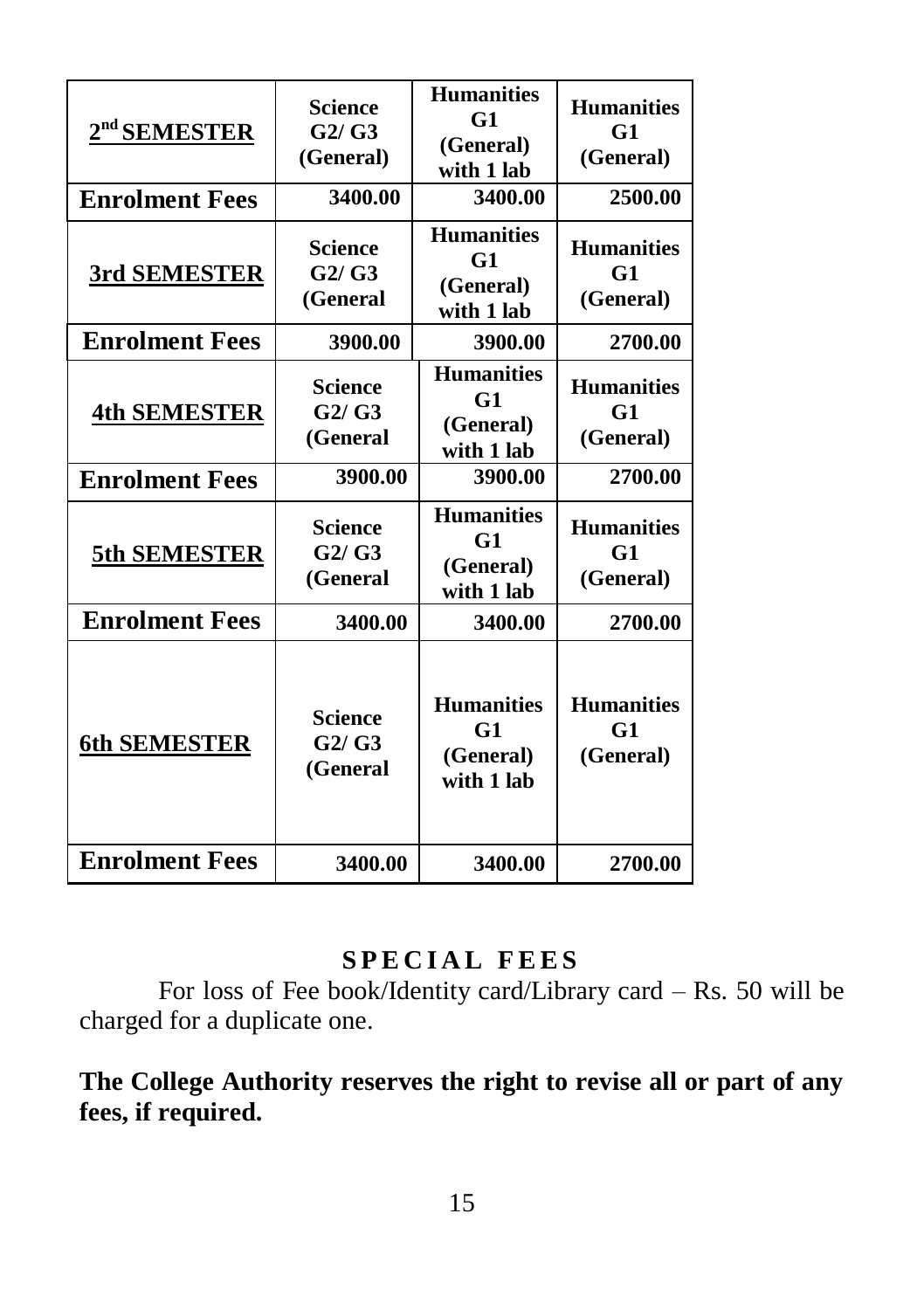| 2nd SEMESTER | Science G2/ G3 (General) | Humanities G1 (General) with 1 lab | Humanities G1 (General) |
|---|---|---|---|
| **Enrolment Fees** | 3400.00 | 3400.00 | 2500.00 |
| **3rd SEMESTER** | **Science G2/ G3 (General** | **Humanities G1 (General) with 1 lab** | **Humanities G1 (General)** |
| **Enrolment Fees** | 3900.00 | 3900.00 | 2700.00 |
| **4th SEMESTER** | **Science G2/ G3 (General** | **Humanities G1 (General) with 1 lab** | **Humanities G1 (General)** |
| **Enrolment Fees** | 3900.00 | 3900.00 | 2700.00 |
| **5th SEMESTER** | **Science G2/ G3 (General** | **Humanities G1 (General) with 1 lab** | **Humanities G1 (General)** |
| **Enrolment Fees** | 3400.00 | 3400.00 | 2700.00 |
| **6th SEMESTER** | **Science G2/ G3 (General** | **Humanities G1 (General) with 1 lab** | **Humanities G1 (General)** |
| **Enrolment Fees** | 3400.00 | 3400.00 | 2700.00 |

## SPECIAL FEES

For loss of Fee book/Identity card/Library card – Rs. 50 will be charged for a duplicate one.

**The College Authority reserves the right to revise all or part of any fees, if required.**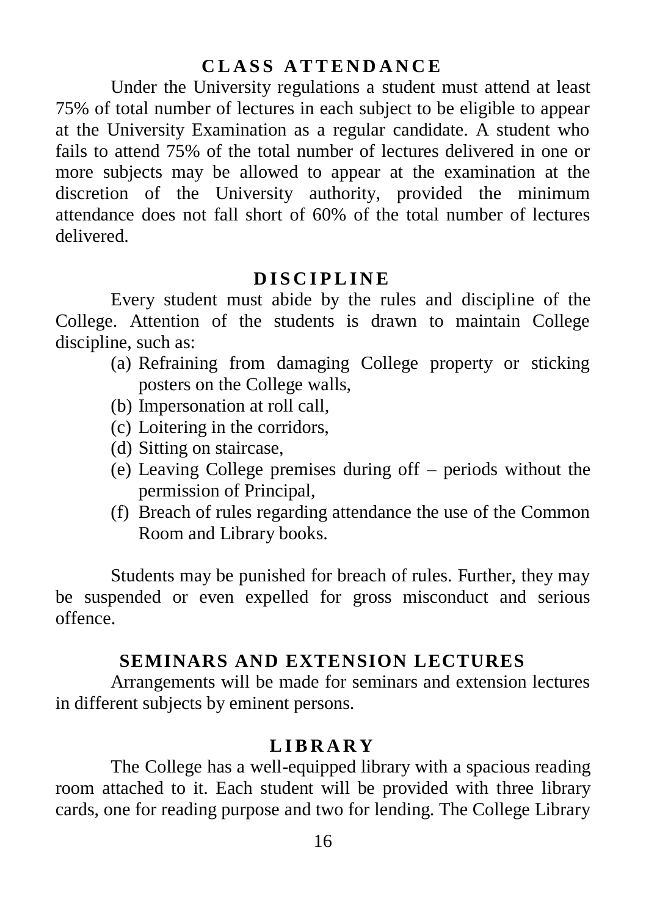## CLASS ATTENDANCE

Under the University regulations a student must attend at least 75% of total number of lectures in each subject to be eligible to appear at the University Examination as a regular candidate. A student who fails to attend 75% of the total number of lectures delivered in one or more subjects may be allowed to appear at the examination at the discretion of the University authority, provided the minimum attendance does not fall short of 60% of the total number of lectures delivered.

## DISCIPLINE

Every student must abide by the rules and discipline of the College. Attention of the students is drawn to maintain College discipline, such as:

(a) Refraining from damaging College property or sticking posters on the College walls,
(b) Impersonation at roll call,
(c) Loitering in the corridors,
(d) Sitting on staircase,
(e) Leaving College premises during off – periods without the permission of Principal,
(f) Breach of rules regarding attendance the use of the Common Room and Library books.

Students may be punished for breach of rules. Further, they may be suspended or even expelled for gross misconduct and serious offence.

## SEMINARS AND EXTENSION LECTURES

Arrangements will be made for seminars and extension lectures in different subjects by eminent persons.

## LIBRARY

The College has a well-equipped library with a spacious reading room attached to it. Each student will be provided with three library cards, one for reading purpose and two for lending. The College Library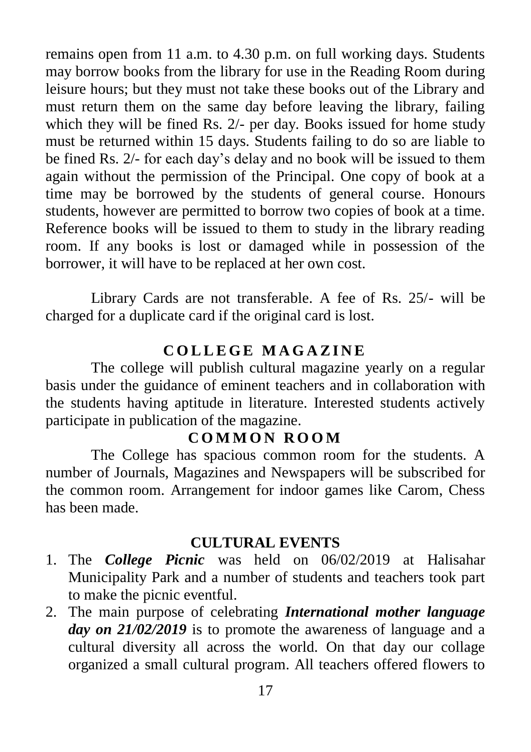remains open from 11 a.m. to 4.30 p.m. on full working days. Students may borrow books from the library for use in the Reading Room during leisure hours; but they must not take these books out of the Library and must return them on the same day before leaving the library, failing which they will be fined Rs. 2/- per day. Books issued for home study must be returned within 15 days. Students failing to do so are liable to be fined Rs. 2/- for each day's delay and no book will be issued to them again without the permission of the Principal. One copy of book at a time may be borrowed by the students of general course. Honours students, however are permitted to borrow two copies of book at a time. Reference books will be issued to them to study in the library reading room. If any books is lost or damaged while in possession of the borrower, it will have to be replaced at her own cost.

Library Cards are not transferable. A fee of Rs. 25/- will be charged for a duplicate card if the original card is lost.

## COLLEGE MAGAZINE

The college will publish cultural magazine yearly on a regular basis under the guidance of eminent teachers and in collaboration with the students having aptitude in literature. Interested students actively participate in publication of the magazine.

## COMMON ROOM

The College has spacious common room for the students. A number of Journals, Magazines and Newspapers will be subscribed for the common room. Arrangement for indoor games like Carom, Chess has been made.

## CULTURAL EVENTS

1. The ***College Picnic*** was held on 06/02/2019 at Halisahar Municipality Park and a number of students and teachers took part to make the picnic eventful.
2. The main purpose of celebrating ***International mother language day on 21/02/2019*** is to promote the awareness of language and a cultural diversity all across the world. On that day our collage organized a small cultural program. All teachers offered flowers to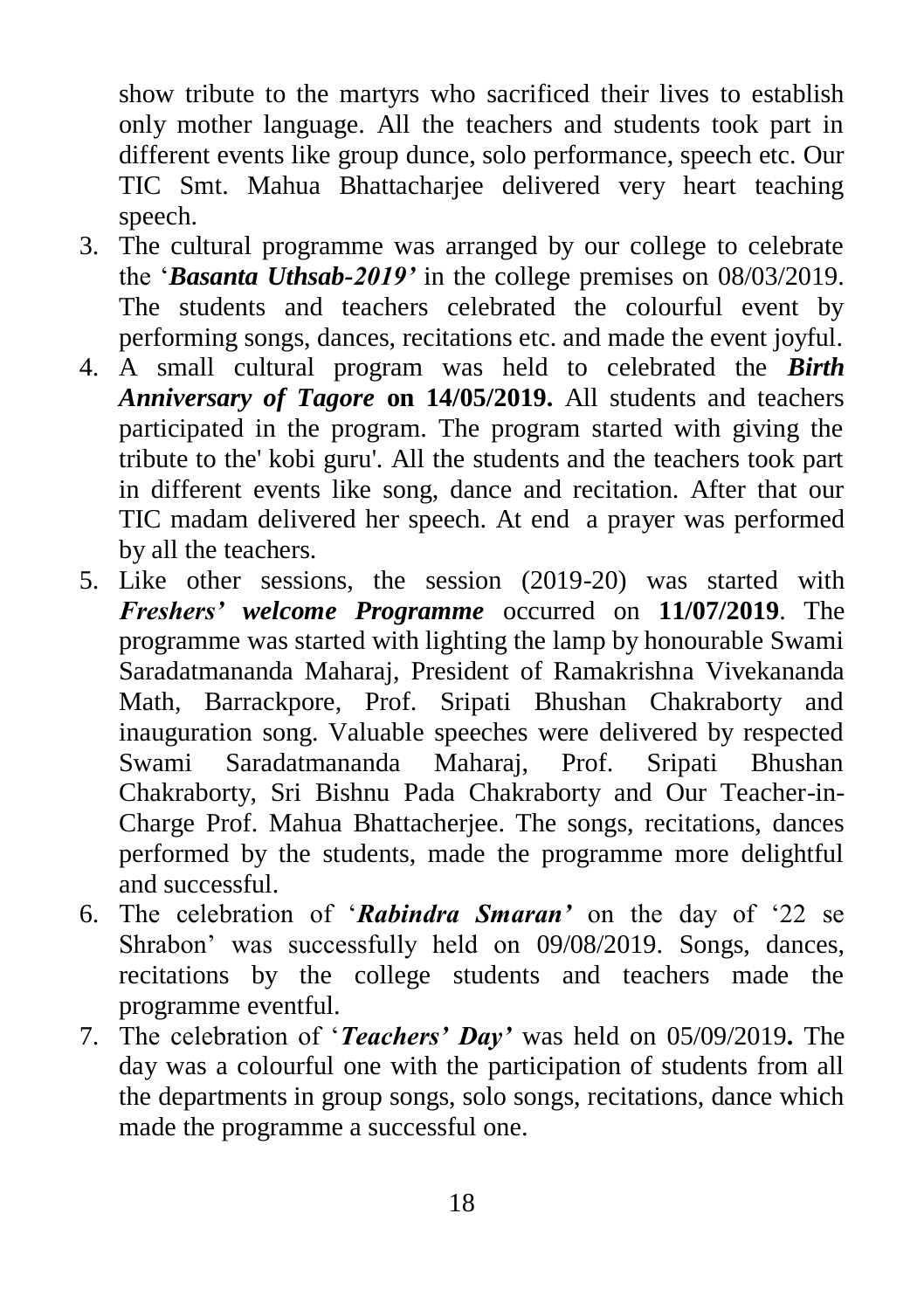show tribute to the martyrs who sacrificed their lives to establish only mother language. All the teachers and students took part in different events like group dunce, solo performance, speech etc. Our TIC Smt. Mahua Bhattacharjee delivered very heart teaching speech.

3. The cultural programme was arranged by our college to celebrate the '***Basanta Uthsab-2019'*** in the college premises on 08/03/2019. The students and teachers celebrated the colourful event by performing songs, dances, recitations etc. and made the event joyful.
4. A small cultural program was held to celebrated the ***Birth Anniversary of Tagore*** **on 14/05/2019.** All students and teachers participated in the program. The program started with giving the tribute to the' kobi guru'. All the students and the teachers took part in different events like song, dance and recitation. After that our TIC madam delivered her speech. At end a prayer was performed by all the teachers.
5. Like other sessions, the session (2019-20) was started with ***Freshers' welcome Programme*** occurred on **11/07/2019**. The programme was started with lighting the lamp by honourable Swami Saradatmananda Maharaj, President of Ramakrishna Vivekananda Math, Barrackpore, Prof. Sripati Bhushan Chakraborty and inauguration song. Valuable speeches were delivered by respected Swami Saradatmananda Maharaj, Prof. Sripati Bhushan Chakraborty, Sri Bishnu Pada Chakraborty and Our Teacher-in-Charge Prof. Mahua Bhattacherjee. The songs, recitations, dances performed by the students, made the programme more delightful and successful.
6. The celebration of '***Rabindra Smaran'*** on the day of '22 se Shrabon' was successfully held on 09/08/2019. Songs, dances, recitations by the college students and teachers made the programme eventful.
7. The celebration of '***Teachers' Day'*** was held on 05/09/2019**.** The day was a colourful one with the participation of students from all the departments in group songs, solo songs, recitations, dance which made the programme a successful one.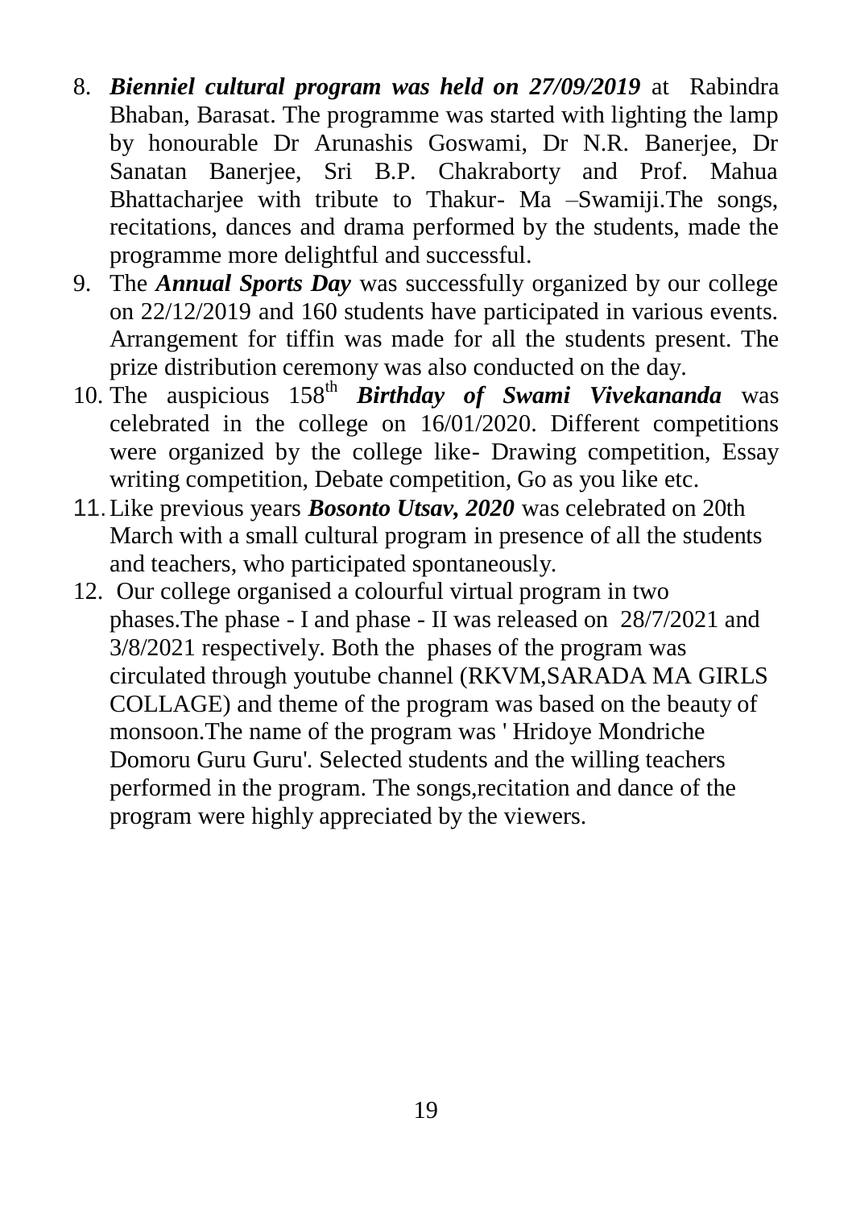8. ***Bienniel cultural program was held on 27/09/2019*** at Rabindra Bhaban, Barasat. The programme was started with lighting the lamp by honourable Dr Arunashis Goswami, Dr N.R. Banerjee, Dr Sanatan Banerjee, Sri B.P. Chakraborty and Prof. Mahua Bhattacharjee with tribute to Thakur- Ma –Swamiji.The songs, recitations, dances and drama performed by the students, made the programme more delightful and successful.
9. The ***Annual Sports Day*** was successfully organized by our college on 22/12/2019 and 160 students have participated in various events. Arrangement for tiffin was made for all the students present. The prize distribution ceremony was also conducted on the day.
10. The auspicious 158th ***Birthday of Swami Vivekananda*** was celebrated in the college on 16/01/2020. Different competitions were organized by the college like- Drawing competition, Essay writing competition, Debate competition, Go as you like etc.
11. Like previous years ***Bosonto Utsav, 2020*** was celebrated on 20th March with a small cultural program in presence of all the students and teachers, who participated spontaneously.
12. Our college organised a colourful virtual program in two phases.The phase - I and phase - II was released on 28/7/2021 and 3/8/2021 respectively. Both the phases of the program was circulated through youtube channel (RKVM,SARADA MA GIRLS COLLAGE) and theme of the program was based on the beauty of monsoon.The name of the program was ' Hridoye Mondriche Domoru Guru Guru'. Selected students and the willing teachers performed in the program. The songs,recitation and dance of the program were highly appreciated by the viewers.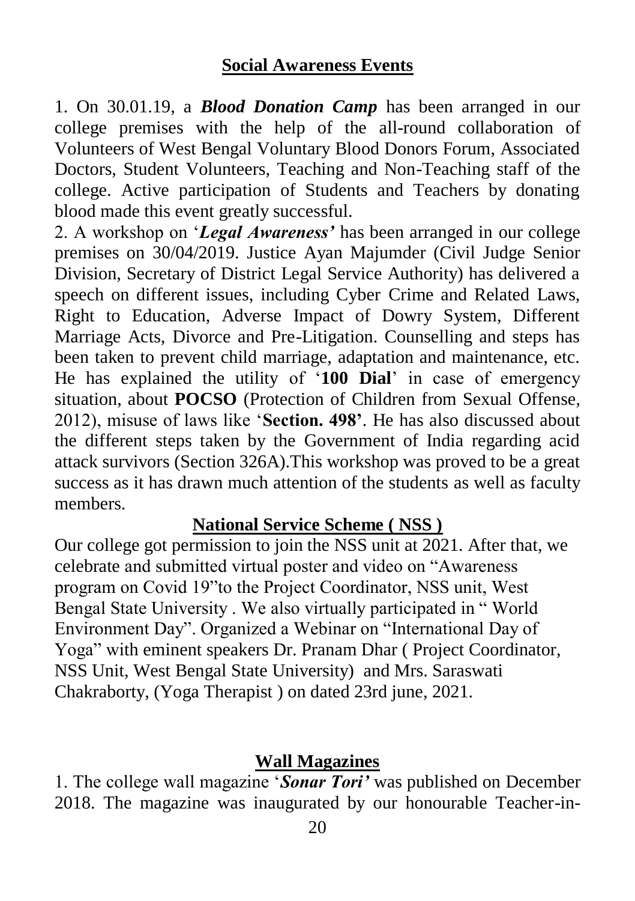## Social Awareness Events

1. On 30.01.19, a ***Blood Donation Camp*** has been arranged in our college premises with the help of the all-round collaboration of Volunteers of West Bengal Voluntary Blood Donors Forum, Associated Doctors, Student Volunteers, Teaching and Non-Teaching staff of the college. Active participation of Students and Teachers by donating blood made this event greatly successful.

2. A workshop on '***Legal Awareness'*** has been arranged in our college premises on 30/04/2019. Justice Ayan Majumder (Civil Judge Senior Division, Secretary of District Legal Service Authority) has delivered a speech on different issues, including Cyber Crime and Related Laws, Right to Education, Adverse Impact of Dowry System, Different Marriage Acts, Divorce and Pre-Litigation. Counselling and steps has been taken to prevent child marriage, adaptation and maintenance, etc. He has explained the utility of '**100 Dial**' in case of emergency situation, about **POCSO** (Protection of Children from Sexual Offense, 2012), misuse of laws like '**Section. 498'**. He has also discussed about the different steps taken by the Government of India regarding acid attack survivors (Section 326A).This workshop was proved to be a great success as it has drawn much attention of the students as well as faculty members.

## National Service Scheme ( NSS )

Our college got permission to join the NSS unit at 2021. After that, we celebrate and submitted virtual poster and video on "Awareness program on Covid 19"to the Project Coordinator, NSS unit, West Bengal State University . We also virtually participated in " World Environment Day". Organized a Webinar on "International Day of Yoga" with eminent speakers Dr. Pranam Dhar ( Project Coordinator, NSS Unit, West Bengal State University) and Mrs. Saraswati Chakraborty, (Yoga Therapist ) on dated 23rd june, 2021.

## Wall Magazines

1. The college wall magazine '***Sonar Tori'*** was published on December 2018. The magazine was inaugurated by our honourable Teacher-in-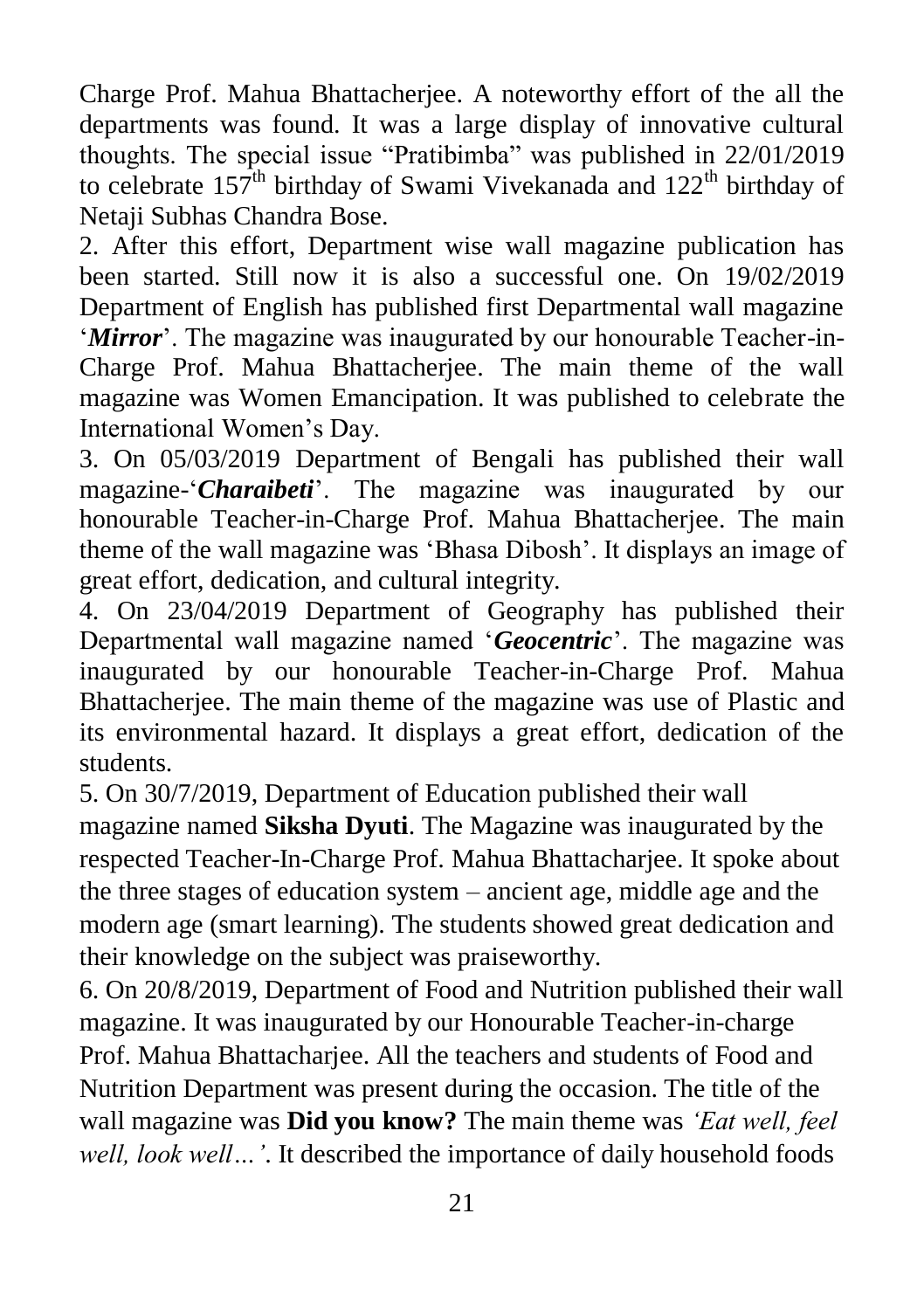Charge Prof. Mahua Bhattacherjee. A noteworthy effort of the all the departments was found. It was a large display of innovative cultural thoughts. The special issue "Pratibimba" was published in 22/01/2019 to celebrate 157th birthday of Swami Vivekanada and 122th birthday of Netaji Subhas Chandra Bose.

2. After this effort, Department wise wall magazine publication has been started. Still now it is also a successful one. On 19/02/2019 Department of English has published first Departmental wall magazine '***Mirror***'. The magazine was inaugurated by our honourable Teacher-in-Charge Prof. Mahua Bhattacherjee. The main theme of the wall magazine was Women Emancipation. It was published to celebrate the International Women's Day.

3. On 05/03/2019 Department of Bengali has published their wall magazine-'***Charaibeti***'. The magazine was inaugurated by our honourable Teacher-in-Charge Prof. Mahua Bhattacherjee. The main theme of the wall magazine was 'Bhasa Dibosh'. It displays an image of great effort, dedication, and cultural integrity.

4. On 23/04/2019 Department of Geography has published their Departmental wall magazine named '***Geocentric***'. The magazine was inaugurated by our honourable Teacher-in-Charge Prof. Mahua Bhattacherjee. The main theme of the magazine was use of Plastic and its environmental hazard. It displays a great effort, dedication of the students.

5. On 30/7/2019, Department of Education published their wall magazine named **Siksha Dyuti**. The Magazine was inaugurated by the respected Teacher-In-Charge Prof. Mahua Bhattacharjee. It spoke about the three stages of education system – ancient age, middle age and the modern age (smart learning). The students showed great dedication and their knowledge on the subject was praiseworthy.

6. On 20/8/2019, Department of Food and Nutrition published their wall magazine. It was inaugurated by our Honourable Teacher-in-charge Prof. Mahua Bhattacharjee. All the teachers and students of Food and Nutrition Department was present during the occasion. The title of the wall magazine was **Did you know?** The main theme was *'Eat well, feel well, look well…'*. It described the importance of daily household foods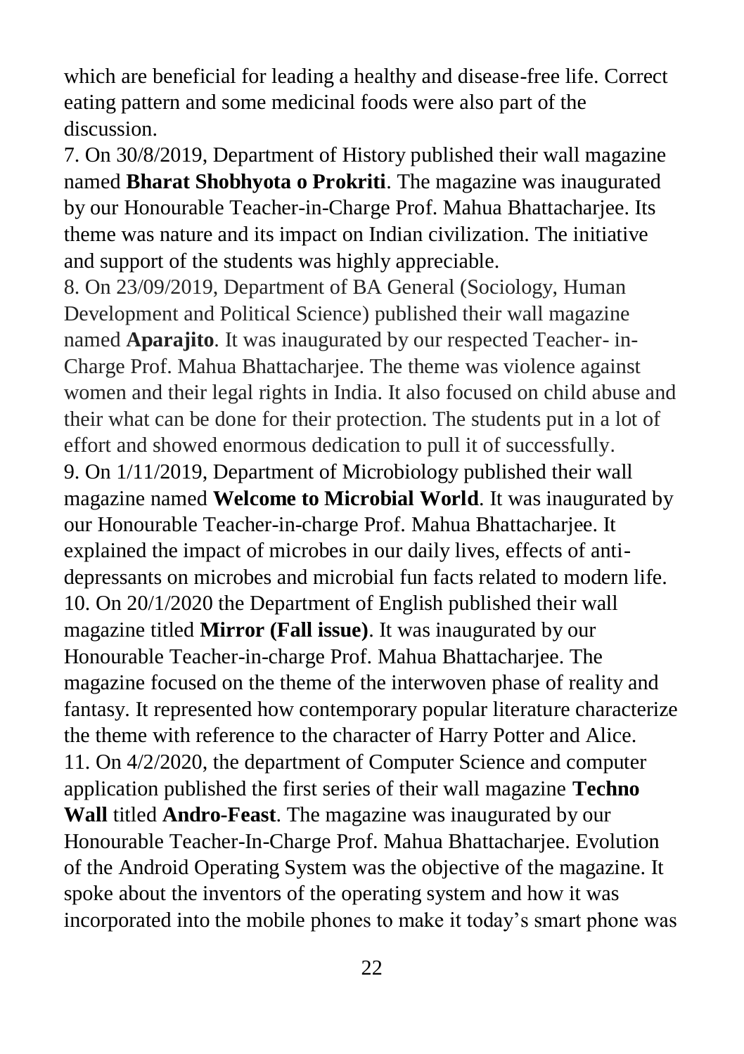which are beneficial for leading a healthy and disease-free life. Correct eating pattern and some medicinal foods were also part of the discussion.

7. On 30/8/2019, Department of History published their wall magazine named **Bharat Shobhyota o Prokriti**. The magazine was inaugurated by our Honourable Teacher-in-Charge Prof. Mahua Bhattacharjee. Its theme was nature and its impact on Indian civilization. The initiative and support of the students was highly appreciable.

8. On 23/09/2019, Department of BA General (Sociology, Human Development and Political Science) published their wall magazine named **Aparajito**. It was inaugurated by our respected Teacher- in-Charge Prof. Mahua Bhattacharjee. The theme was violence against women and their legal rights in India. It also focused on child abuse and their what can be done for their protection. The students put in a lot of effort and showed enormous dedication to pull it of successfully.

9. On 1/11/2019, Department of Microbiology published their wall magazine named **Welcome to Microbial World**. It was inaugurated by our Honourable Teacher-in-charge Prof. Mahua Bhattacharjee. It explained the impact of microbes in our daily lives, effects of anti-depressants on microbes and microbial fun facts related to modern life.

10. On 20/1/2020 the Department of English published their wall magazine titled **Mirror (Fall issue)**. It was inaugurated by our Honourable Teacher-in-charge Prof. Mahua Bhattacharjee. The magazine focused on the theme of the interwoven phase of reality and fantasy. It represented how contemporary popular literature characterize the theme with reference to the character of Harry Potter and Alice.

11. On 4/2/2020, the department of Computer Science and computer application published the first series of their wall magazine **Techno Wall** titled **Andro-Feast**. The magazine was inaugurated by our Honourable Teacher-In-Charge Prof. Mahua Bhattacharjee. Evolution of the Android Operating System was the objective of the magazine. It spoke about the inventors of the operating system and how it was incorporated into the mobile phones to make it today's smart phone was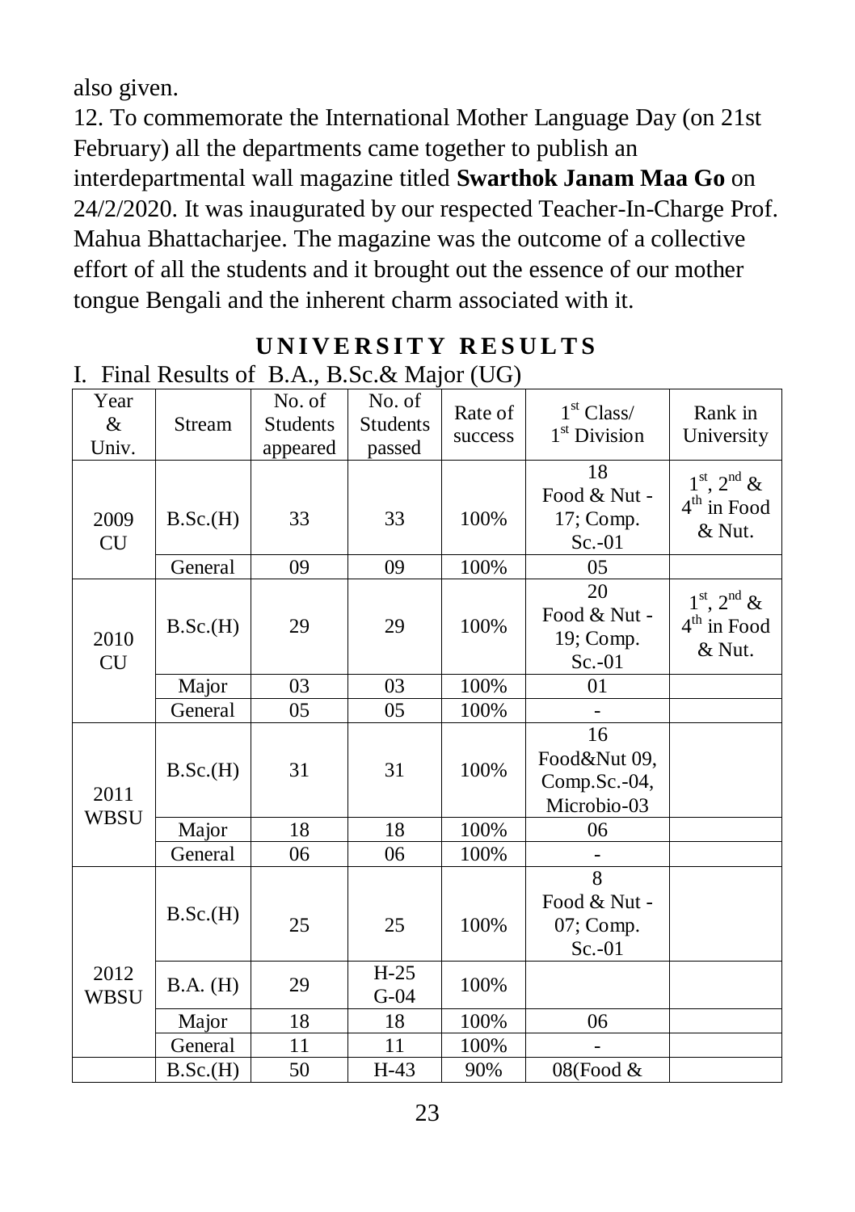also given.

12. To commemorate the International Mother Language Day (on 21st February) all the departments came together to publish an interdepartmental wall magazine titled **Swarthok Janam Maa Go** on 24/2/2020. It was inaugurated by our respected Teacher-In-Charge Prof. Mahua Bhattacharjee. The magazine was the outcome of a collective effort of all the students and it brought out the essence of our mother tongue Bengali and the inherent charm associated with it.

## UNIVERSITY RESULTS

I. Final Results of B.A., B.Sc.& Major (UG)

| Year & Univ. | Stream | No. of Students appeared | No. of Students passed | Rate of success | 1st Class/ 1st Division | Rank in University |
|---|---|---|---|---|---|---|
| 2009 CU | B.Sc.(H) | 33 | 33 | 100% | 18 Food & Nut - 17; Comp. Sc.-01 | 1st, 2nd & 4th in Food & Nut. |
| | General | 09 | 09 | 100% | 05 | |
| 2010 CU | B.Sc.(H) | 29 | 29 | 100% | 20 Food & Nut - 19; Comp. Sc.-01 | 1st, 2nd & 4th in Food & Nut. |
| | Major | 03 | 03 | 100% | 01 | |
| | General | 05 | 05 | 100% | - | |
| 2011 WBSU | B.Sc.(H) | 31 | 31 | 100% | 16 Food&Nut 09, Comp.Sc.-04, Microbio-03 | |
| | Major | 18 | 18 | 100% | 06 | |
| | General | 06 | 06 | 100% | - | |
| 2012 WBSU | B.Sc.(H) | 25 | 25 | 100% | 8 Food & Nut - 07; Comp. Sc.-01 | |
| | B.A. (H) | 29 | H-25 G-04 | 100% | | |
| | Major | 18 | 18 | 100% | 06 | |
| | General | 11 | 11 | 100% | - | |
| | B.Sc.(H) | 50 | H-43 | 90% | 08(Food & | |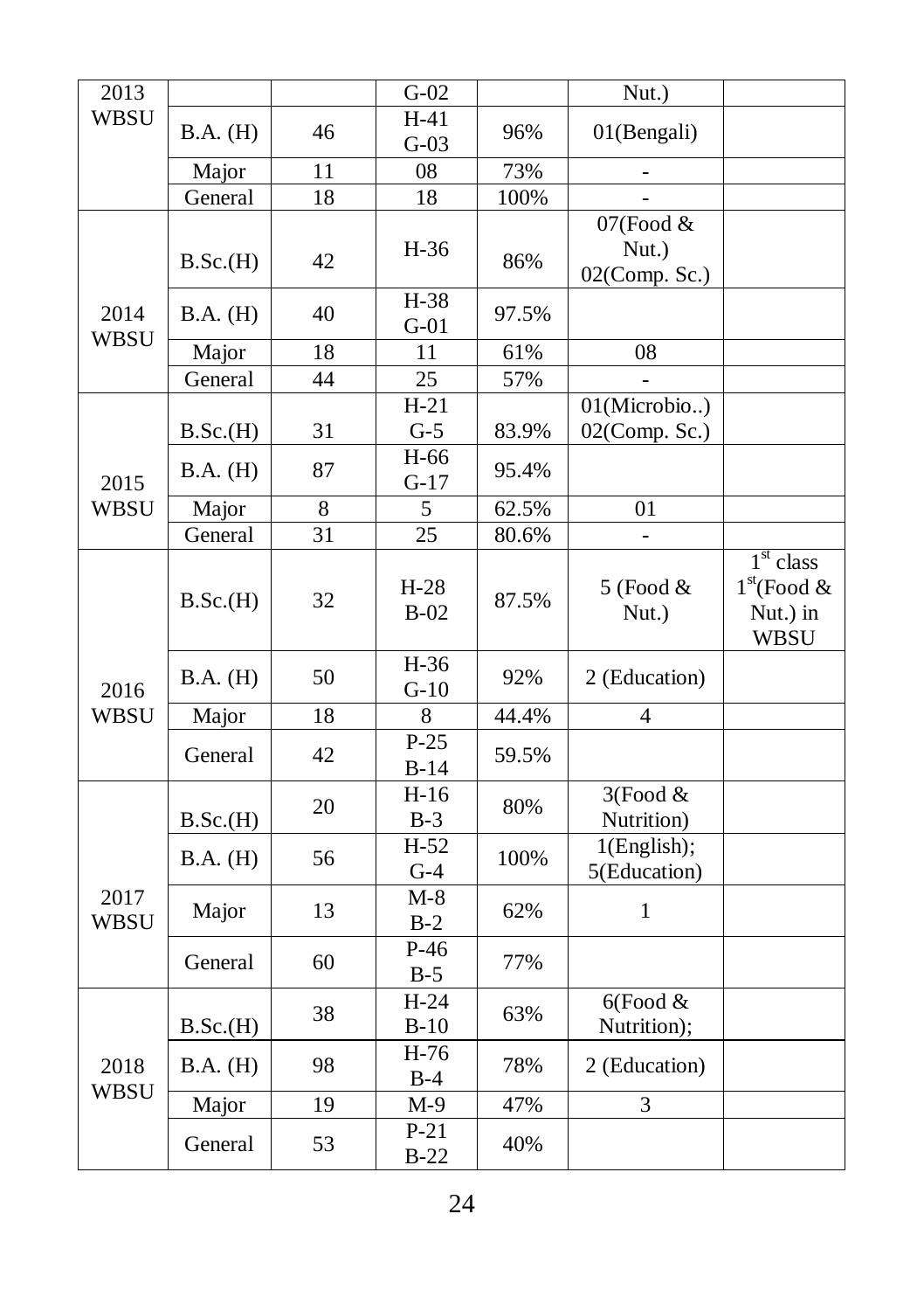| 2013 WBSU | | | G-02 | | Nut.) | |
|---|---|---|---|---|---|---|
| | B.A. (H) | 46 | H-41 G-03 | 96% | 01(Bengali) | |
| | Major | 11 | 08 | 73% | - | |
| | General | 18 | 18 | 100% | - | |
| 2014 WBSU | B.Sc.(H) | 42 | H-36 | 86% | 07(Food & Nut.) 02(Comp. Sc.) | |
| | B.A. (H) | 40 | H-38 G-01 | 97.5% | | |
| | Major | 18 | 11 | 61% | 08 | |
| | General | 44 | 25 | 57% | - | |
| 2015 WBSU | B.Sc.(H) | 31 | H-21 G-5 | 83.9% | 01(Microbio..) 02(Comp. Sc.) | |
| | B.A. (H) | 87 | H-66 G-17 | 95.4% | | |
| | Major | 8 | 5 | 62.5% | 01 | |
| | General | 31 | 25 | 80.6% | - | |
| 2016 WBSU | B.Sc.(H) | 32 | H-28 B-02 | 87.5% | 5 (Food & Nut.) | 1st class 1st(Food & Nut.) in WBSU |
| | B.A. (H) | 50 | H-36 G-10 | 92% | 2 (Education) | |
| | Major | 18 | 8 | 44.4% | 4 | |
| | General | 42 | P-25 B-14 | 59.5% | | |
| 2017 WBSU | B.Sc.(H) | 20 | H-16 B-3 | 80% | 3(Food & Nutrition) | |
| | B.A. (H) | 56 | H-52 G-4 | 100% | 1(English); 5(Education) | |
| | Major | 13 | M-8 B-2 | 62% | 1 | |
| | General | 60 | P-46 B-5 | 77% | | |
| 2018 WBSU | B.Sc.(H) | 38 | H-24 B-10 | 63% | 6(Food & Nutrition); | |
| | B.A. (H) | 98 | H-76 B-4 | 78% | 2 (Education) | |
| | Major | 19 | M-9 | 47% | 3 | |
| | General | 53 | P-21 B-22 | 40% | | |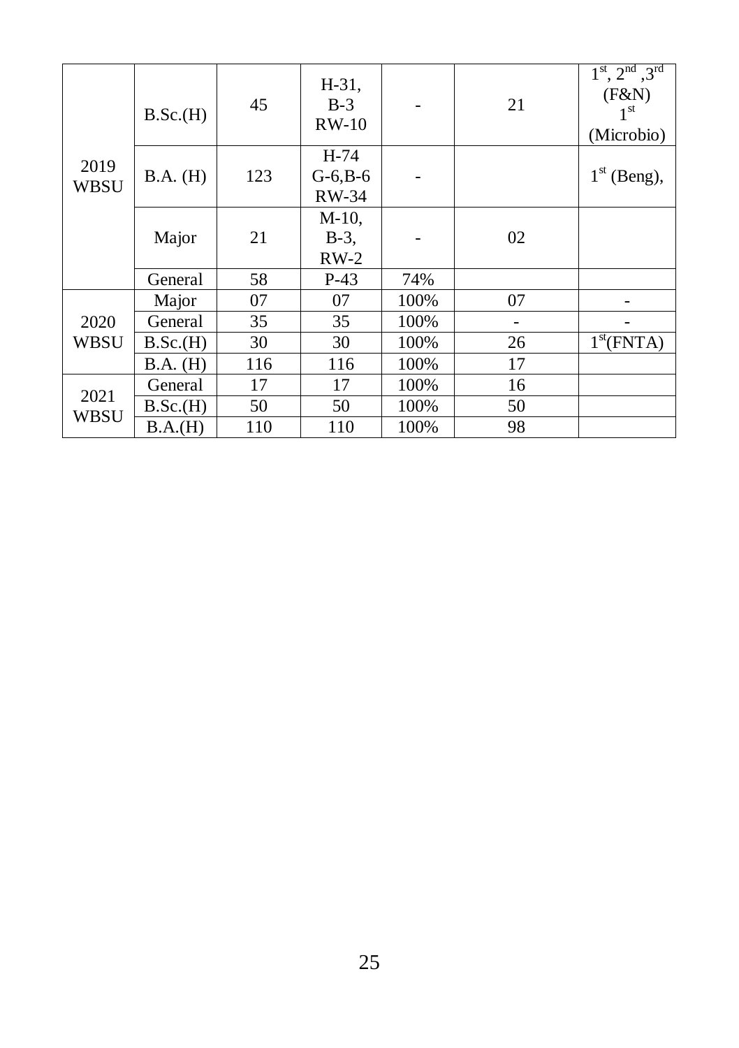| | | | | | | |
|---|---|---|---|---|---|---|
| 2019 WBSU | B.Sc.(H) | 45 | H-31, B-3 RW-10 | - | 21 | 1st, 2nd ,3rd (F&N) 1st (Microbio) |
| | B.A. (H) | 123 | H-74 G-6,B-6 RW-34 | - | | 1st (Beng), |
| | Major | 21 | M-10, B-3, RW-2 | - | 02 | |
| | General | 58 | P-43 | 74% | | |
| 2020 WBSU | Major | 07 | 07 | 100% | 07 | - |
| | General | 35 | 35 | 100% | - | - |
| | B.Sc.(H) | 30 | 30 | 100% | 26 | 1st(FNTA) |
| | B.A. (H) | 116 | 116 | 100% | 17 | |
| 2021 WBSU | General | 17 | 17 | 100% | 16 | |
| | B.Sc.(H) | 50 | 50 | 100% | 50 | |
| | B.A.(H) | 110 | 110 | 100% | 98 | |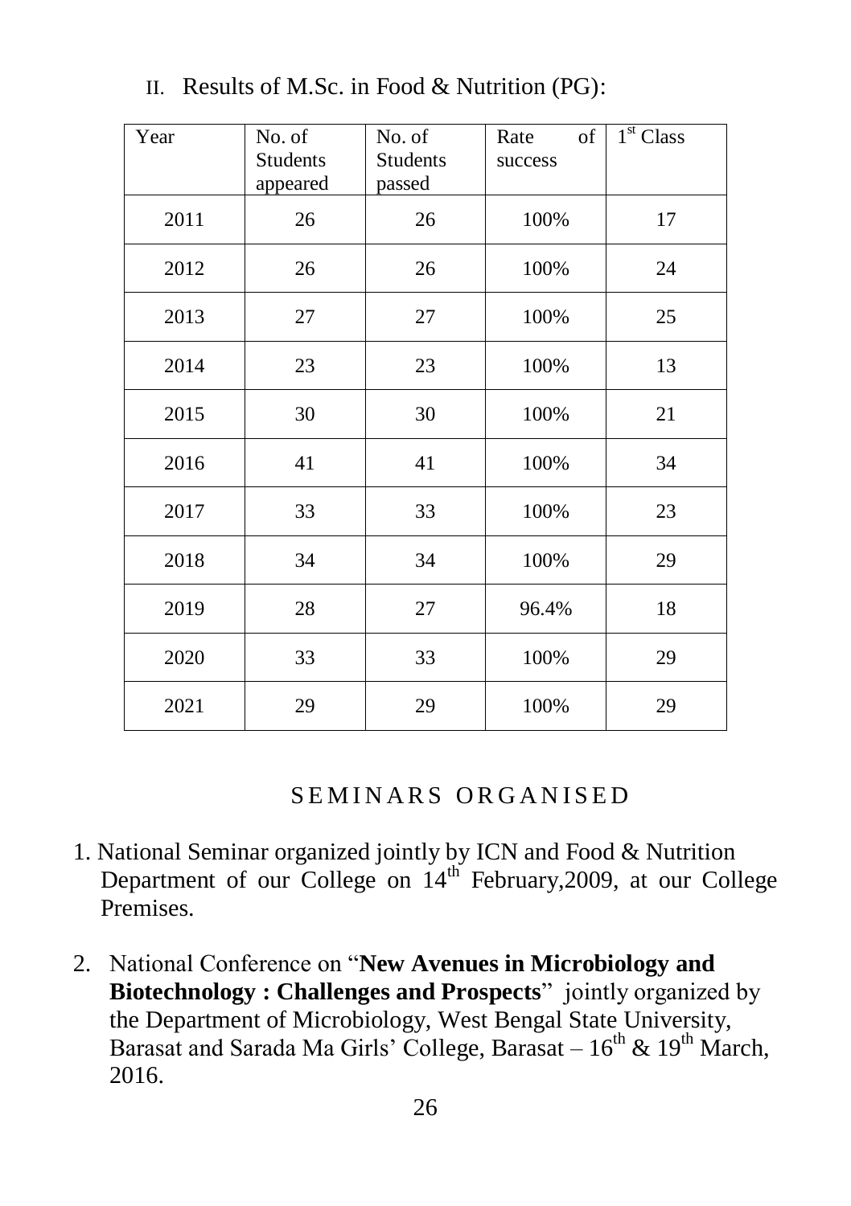## II. Results of M.Sc. in Food & Nutrition (PG):

| Year | No. of Students appeared | No. of Students passed | Rate of success | 1st Class |
|---|---|---|---|---|
| 2011 | 26 | 26 | 100% | 17 |
| 2012 | 26 | 26 | 100% | 24 |
| 2013 | 27 | 27 | 100% | 25 |
| 2014 | 23 | 23 | 100% | 13 |
| 2015 | 30 | 30 | 100% | 21 |
| 2016 | 41 | 41 | 100% | 34 |
| 2017 | 33 | 33 | 100% | 23 |
| 2018 | 34 | 34 | 100% | 29 |
| 2019 | 28 | 27 | 96.4% | 18 |
| 2020 | 33 | 33 | 100% | 29 |
| 2021 | 29 | 29 | 100% | 29 |

## SEMINARS ORGANISED

1. National Seminar organized jointly by ICN and Food & Nutrition Department of our College on 14th February,2009, at our College Premises.

2. National Conference on "**New Avenues in Microbiology and Biotechnology : Challenges and Prospects**" jointly organized by the Department of Microbiology, West Bengal State University, Barasat and Sarada Ma Girls' College, Barasat – 16th & 19th March, 2016.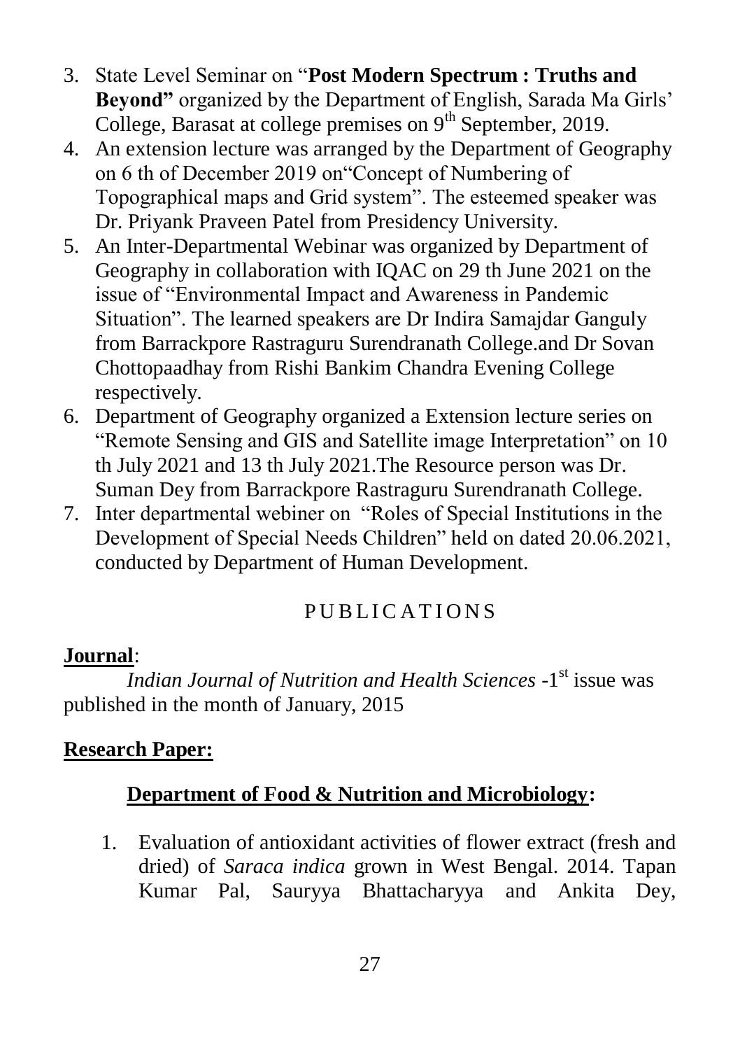3. State Level Seminar on "**Post Modern Spectrum : Truths and Beyond"** organized by the Department of English, Sarada Ma Girls' College, Barasat at college premises on 9th September, 2019.
4. An extension lecture was arranged by the Department of Geography on 6 th of December 2019 on"Concept of Numbering of Topographical maps and Grid system". The esteemed speaker was Dr. Priyank Praveen Patel from Presidency University.
5. An Inter-Departmental Webinar was organized by Department of Geography in collaboration with IQAC on 29 th June 2021 on the issue of "Environmental Impact and Awareness in Pandemic Situation". The learned speakers are Dr Indira Samajdar Ganguly from Barrackpore Rastraguru Surendranath College.and Dr Sovan Chottopaadhay from Rishi Bankim Chandra Evening College respectively.
6. Department of Geography organized a Extension lecture series on "Remote Sensing and GIS and Satellite image Interpretation" on 10 th July 2021 and 13 th July 2021.The Resource person was Dr. Suman Dey from Barrackpore Rastraguru Surendranath College.
7. Inter departmental webiner on "Roles of Special Institutions in the Development of Special Needs Children" held on dated 20.06.2021, conducted by Department of Human Development.

## PUBLICATIONS

**Journal**:

*Indian Journal of Nutrition and Health Sciences* -1st issue was published in the month of January, 2015

**Research Paper:**

### Department of Food & Nutrition and Microbiology:

1. Evaluation of antioxidant activities of flower extract (fresh and dried) of *Saraca indica* grown in West Bengal. 2014. Tapan Kumar Pal, Sauryya Bhattacharyya and Ankita Dey,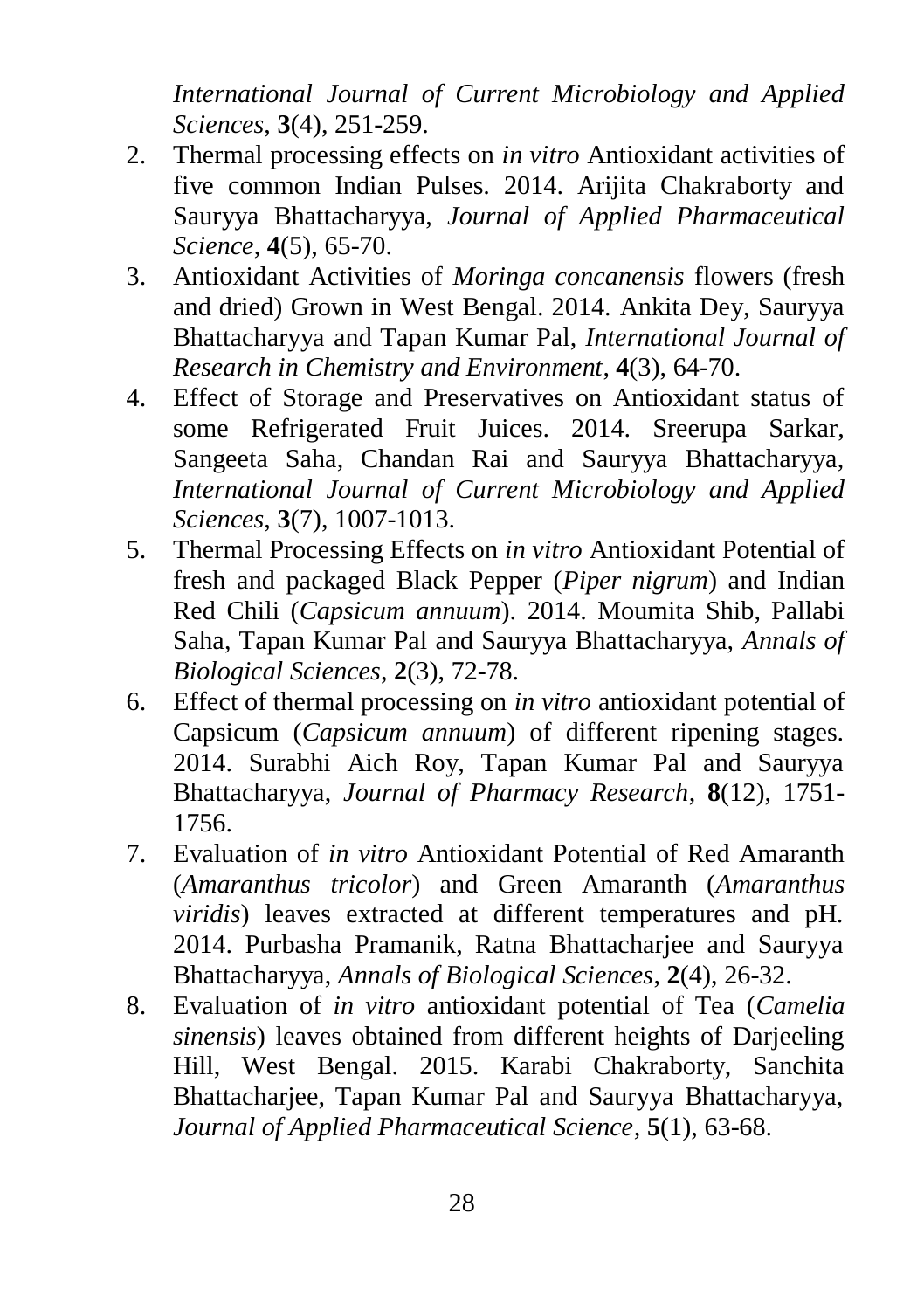*International Journal of Current Microbiology and Applied Sciences*, **3**(4), 251-259.

2. Thermal processing effects on *in vitro* Antioxidant activities of five common Indian Pulses. 2014. Arijita Chakraborty and Sauryya Bhattacharyya, *Journal of Applied Pharmaceutical Science*, **4**(5), 65-70.
3. Antioxidant Activities of *Moringa concanensis* flowers (fresh and dried) Grown in West Bengal. 2014. Ankita Dey, Sauryya Bhattacharyya and Tapan Kumar Pal, *International Journal of Research in Chemistry and Environment*, **4**(3), 64-70.
4. Effect of Storage and Preservatives on Antioxidant status of some Refrigerated Fruit Juices. 2014. Sreerupa Sarkar, Sangeeta Saha, Chandan Rai and Sauryya Bhattacharyya, *International Journal of Current Microbiology and Applied Sciences*, **3**(7), 1007-1013.
5. Thermal Processing Effects on *in vitro* Antioxidant Potential of fresh and packaged Black Pepper (*Piper nigrum*) and Indian Red Chili (*Capsicum annuum*). 2014. Moumita Shib, Pallabi Saha, Tapan Kumar Pal and Sauryya Bhattacharyya, *Annals of Biological Sciences*, **2**(3), 72-78.
6. Effect of thermal processing on *in vitro* antioxidant potential of Capsicum (*Capsicum annuum*) of different ripening stages. 2014. Surabhi Aich Roy, Tapan Kumar Pal and Sauryya Bhattacharyya, *Journal of Pharmacy Research*, **8**(12), 1751-1756.
7. Evaluation of *in vitro* Antioxidant Potential of Red Amaranth (*Amaranthus tricolor*) and Green Amaranth (*Amaranthus viridis*) leaves extracted at different temperatures and pH. 2014. Purbasha Pramanik, Ratna Bhattacharjee and Sauryya Bhattacharyya, *Annals of Biological Sciences*, **2**(4), 26-32.
8. Evaluation of *in vitro* antioxidant potential of Tea (*Camelia sinensis*) leaves obtained from different heights of Darjeeling Hill, West Bengal. 2015. Karabi Chakraborty, Sanchita Bhattacharjee, Tapan Kumar Pal and Sauryya Bhattacharyya, *Journal of Applied Pharmaceutical Science*, **5**(1), 63-68.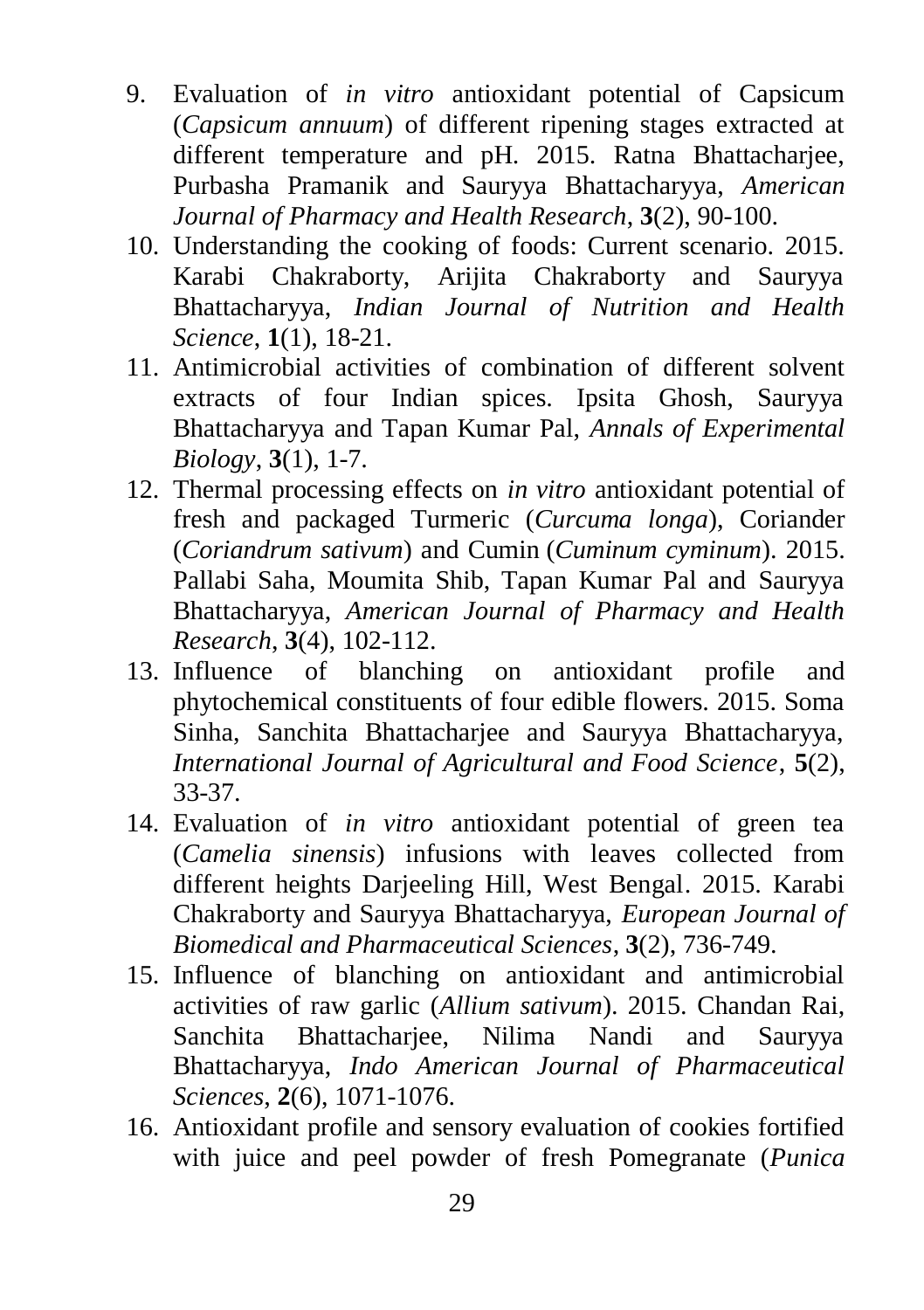9. Evaluation of *in vitro* antioxidant potential of Capsicum (*Capsicum annuum*) of different ripening stages extracted at different temperature and pH. 2015. Ratna Bhattacharjee, Purbasha Pramanik and Sauryya Bhattacharyya, *American Journal of Pharmacy and Health Research*, **3**(2), 90-100.
10. Understanding the cooking of foods: Current scenario. 2015. Karabi Chakraborty, Arijita Chakraborty and Sauryya Bhattacharyya, *Indian Journal of Nutrition and Health Science*, **1**(1), 18-21.
11. Antimicrobial activities of combination of different solvent extracts of four Indian spices. Ipsita Ghosh, Sauryya Bhattacharyya and Tapan Kumar Pal, *Annals of Experimental Biology*, **3**(1), 1-7.
12. Thermal processing effects on *in vitro* antioxidant potential of fresh and packaged Turmeric (*Curcuma longa*), Coriander (*Coriandrum sativum*) and Cumin (*Cuminum cyminum*). 2015. Pallabi Saha, Moumita Shib, Tapan Kumar Pal and Sauryya Bhattacharyya, *American Journal of Pharmacy and Health Research*, **3**(4), 102-112.
13. Influence of blanching on antioxidant profile and phytochemical constituents of four edible flowers. 2015. Soma Sinha, Sanchita Bhattacharjee and Sauryya Bhattacharyya, *International Journal of Agricultural and Food Science*, **5**(2), 33-37.
14. Evaluation of *in vitro* antioxidant potential of green tea (*Camelia sinensis*) infusions with leaves collected from different heights Darjeeling Hill, West Bengal. 2015. Karabi Chakraborty and Sauryya Bhattacharyya, *European Journal of Biomedical and Pharmaceutical Sciences*, **3**(2), 736-749.
15. Influence of blanching on antioxidant and antimicrobial activities of raw garlic (*Allium sativum*). 2015. Chandan Rai, Sanchita Bhattacharjee, Nilima Nandi and Sauryya Bhattacharyya, *Indo American Journal of Pharmaceutical Sciences*, **2**(6), 1071-1076.
16. Antioxidant profile and sensory evaluation of cookies fortified with juice and peel powder of fresh Pomegranate (*Punica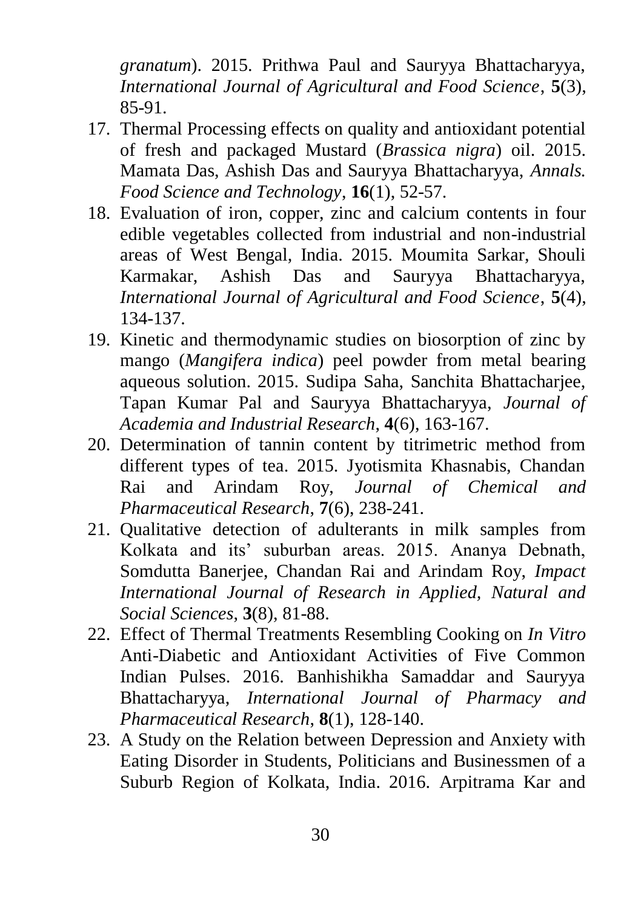*granatum*). 2015. Prithwa Paul and Sauryya Bhattacharyya, *International Journal of Agricultural and Food Science*, **5**(3), 85-91.

17. Thermal Processing effects on quality and antioxidant potential of fresh and packaged Mustard (*Brassica nigra*) oil. 2015. Mamata Das, Ashish Das and Sauryya Bhattacharyya, *Annals. Food Science and Technology*, **16**(1), 52-57.
18. Evaluation of iron, copper, zinc and calcium contents in four edible vegetables collected from industrial and non-industrial areas of West Bengal, India. 2015. Moumita Sarkar, Shouli Karmakar, Ashish Das and Sauryya Bhattacharyya, *International Journal of Agricultural and Food Science*, **5**(4), 134-137.
19. Kinetic and thermodynamic studies on biosorption of zinc by mango (*Mangifera indica*) peel powder from metal bearing aqueous solution. 2015. Sudipa Saha, Sanchita Bhattacharjee, Tapan Kumar Pal and Sauryya Bhattacharyya, *Journal of Academia and Industrial Research*, **4**(6), 163-167.
20. Determination of tannin content by titrimetric method from different types of tea. 2015. Jyotismita Khasnabis, Chandan Rai and Arindam Roy, *Journal of Chemical and Pharmaceutical Research*, **7**(6), 238-241.
21. Qualitative detection of adulterants in milk samples from Kolkata and its' suburban areas. 2015. Ananya Debnath, Somdutta Banerjee, Chandan Rai and Arindam Roy, *Impact International Journal of Research in Applied, Natural and Social Sciences*, **3**(8), 81-88.
22. Effect of Thermal Treatments Resembling Cooking on *In Vitro* Anti-Diabetic and Antioxidant Activities of Five Common Indian Pulses. 2016. Banhishikha Samaddar and Sauryya Bhattacharyya, *International Journal of Pharmacy and Pharmaceutical Research*, **8**(1), 128-140.
23. A Study on the Relation between Depression and Anxiety with Eating Disorder in Students, Politicians and Businessmen of a Suburb Region of Kolkata, India. 2016. Arpitrama Kar and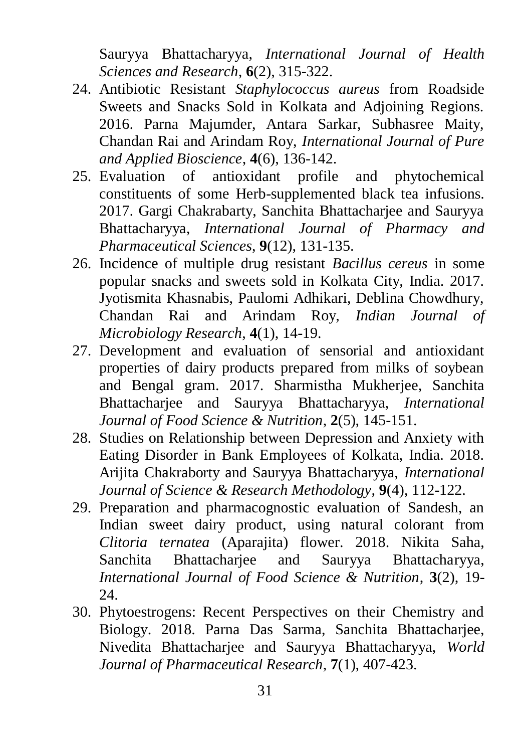Sauryya Bhattacharyya, *International Journal of Health Sciences and Research*, **6**(2), 315-322.

24. Antibiotic Resistant *Staphylococcus aureus* from Roadside Sweets and Snacks Sold in Kolkata and Adjoining Regions. 2016. Parna Majumder, Antara Sarkar, Subhasree Maity, Chandan Rai and Arindam Roy, *International Journal of Pure and Applied Bioscience*, **4**(6), 136-142.
25. Evaluation of antioxidant profile and phytochemical constituents of some Herb-supplemented black tea infusions. 2017. Gargi Chakrabarty, Sanchita Bhattacharjee and Sauryya Bhattacharyya, *International Journal of Pharmacy and Pharmaceutical Sciences*, **9**(12), 131-135.
26. Incidence of multiple drug resistant *Bacillus cereus* in some popular snacks and sweets sold in Kolkata City, India. 2017. Jyotismita Khasnabis, Paulomi Adhikari, Deblina Chowdhury, Chandan Rai and Arindam Roy, *Indian Journal of Microbiology Research*, **4**(1), 14-19.
27. Development and evaluation of sensorial and antioxidant properties of dairy products prepared from milks of soybean and Bengal gram. 2017. Sharmistha Mukherjee, Sanchita Bhattacharjee and Sauryya Bhattacharyya, *International Journal of Food Science & Nutrition*, **2**(5), 145-151.
28. Studies on Relationship between Depression and Anxiety with Eating Disorder in Bank Employees of Kolkata, India. 2018. Arijita Chakraborty and Sauryya Bhattacharyya, *International Journal of Science & Research Methodology*, **9**(4), 112-122.
29. Preparation and pharmacognostic evaluation of Sandesh, an Indian sweet dairy product, using natural colorant from *Clitoria ternatea* (Aparajita) flower. 2018. Nikita Saha, Sanchita Bhattacharjee and Sauryya Bhattacharyya, *International Journal of Food Science & Nutrition*, **3**(2), 19-24.
30. Phytoestrogens: Recent Perspectives on their Chemistry and Biology. 2018. Parna Das Sarma, Sanchita Bhattacharjee, Nivedita Bhattacharjee and Sauryya Bhattacharyya, *World Journal of Pharmaceutical Research*, **7**(1), 407-423.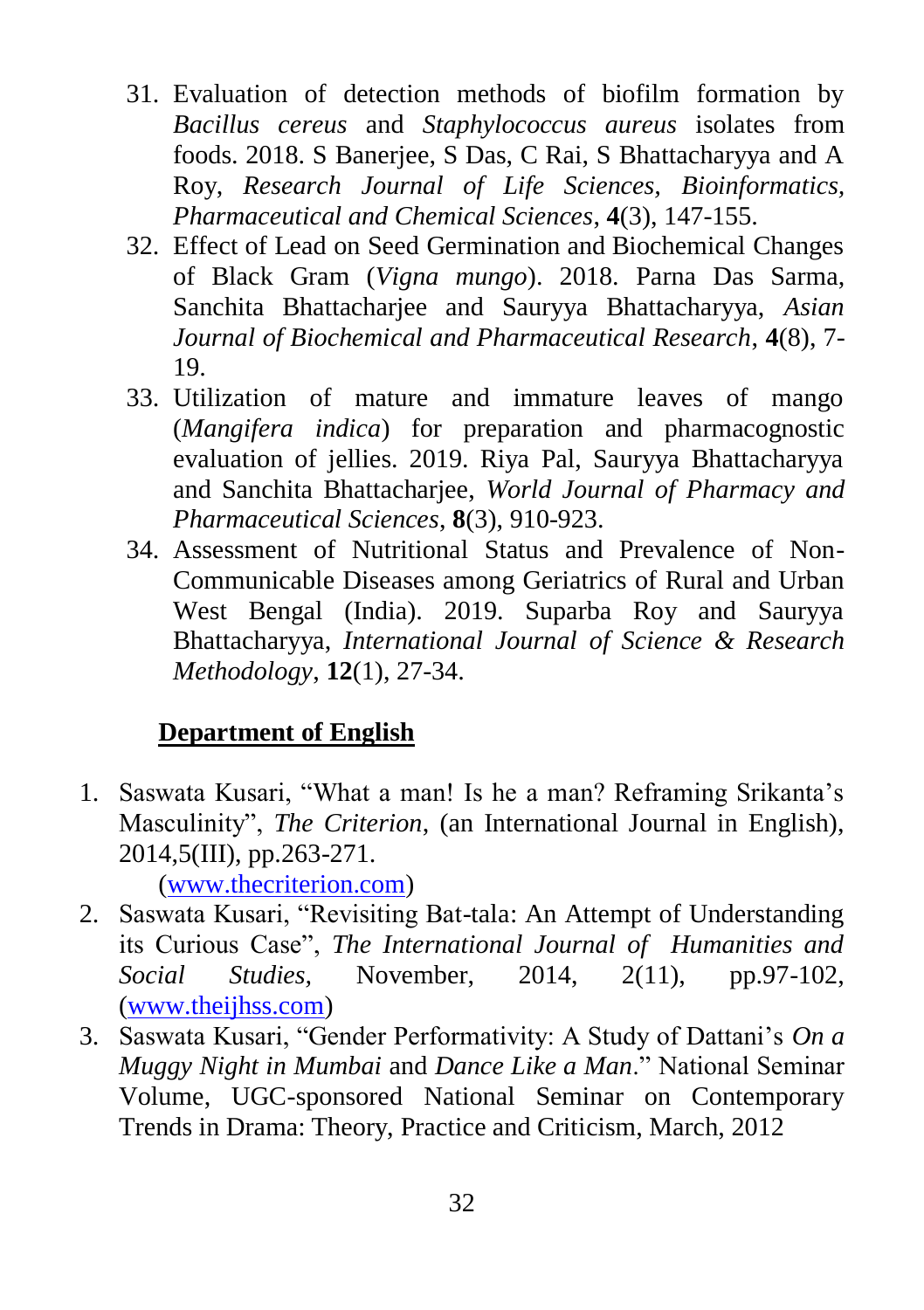31. Evaluation of detection methods of biofilm formation by *Bacillus cereus* and *Staphylococcus aureus* isolates from foods. 2018. S Banerjee, S Das, C Rai, S Bhattacharyya and A Roy, *Research Journal of Life Sciences, Bioinformatics, Pharmaceutical and Chemical Sciences*, **4**(3), 147-155.
32. Effect of Lead on Seed Germination and Biochemical Changes of Black Gram (*Vigna mungo*). 2018. Parna Das Sarma, Sanchita Bhattacharjee and Sauryya Bhattacharyya, *Asian Journal of Biochemical and Pharmaceutical Research*, **4**(8), 7-19.
33. Utilization of mature and immature leaves of mango (*Mangifera indica*) for preparation and pharmacognostic evaluation of jellies. 2019. Riya Pal, Sauryya Bhattacharyya and Sanchita Bhattacharjee, *World Journal of Pharmacy and Pharmaceutical Sciences*, **8**(3), 910-923.
34. Assessment of Nutritional Status and Prevalence of Non-Communicable Diseases among Geriatrics of Rural and Urban West Bengal (India). 2019. Suparba Roy and Sauryya Bhattacharyya, *International Journal of Science & Research Methodology*, **12**(1), 27-34.

## Department of English

1. Saswata Kusari, "What a man! Is he a man? Reframing Srikanta's Masculinity", *The Criterion*, (an International Journal in English), 2014,5(III), pp.263-271. (www.thecriterion.com)
2. Saswata Kusari, "Revisiting Bat-tala: An Attempt of Understanding its Curious Case", *The International Journal of Humanities and Social Studies,* November, 2014, 2(11), pp.97-102, (www.theijhss.com)
3. Saswata Kusari, "Gender Performativity: A Study of Dattani's *On a Muggy Night in Mumbai* and *Dance Like a Man*." National Seminar Volume, UGC-sponsored National Seminar on Contemporary Trends in Drama: Theory, Practice and Criticism, March, 2012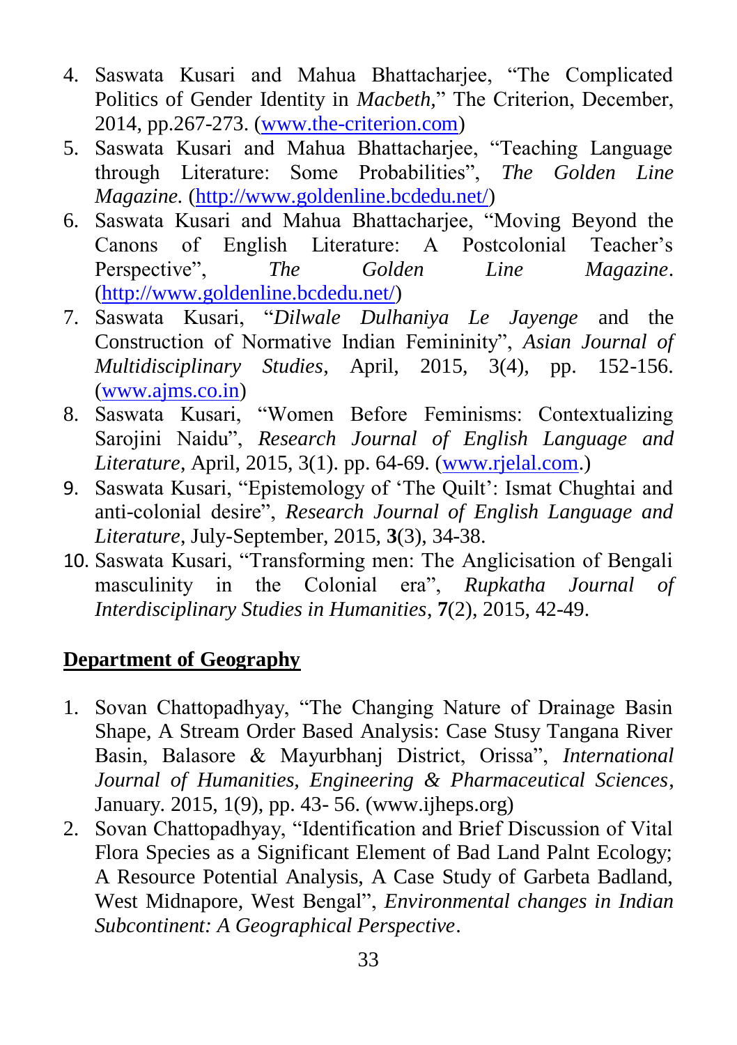4. Saswata Kusari and Mahua Bhattacharjee, "The Complicated Politics of Gender Identity in *Macbeth,*" The Criterion, December, 2014, pp.267-273. (www.the-criterion.com)
5. Saswata Kusari and Mahua Bhattacharjee, "Teaching Language through Literature: Some Probabilities", *The Golden Line Magazine*. (http://www.goldenline.bcdedu.net/)
6. Saswata Kusari and Mahua Bhattacharjee, "Moving Beyond the Canons of English Literature: A Postcolonial Teacher's Perspective", *The Golden Line Magazine*. (http://www.goldenline.bcdedu.net/)
7. Saswata Kusari, "*Dilwale Dulhaniya Le Jayenge* and the Construction of Normative Indian Femininity", *Asian Journal of Multidisciplinary Studies*, April, 2015, 3(4), pp. 152-156. (www.ajms.co.in)
8. Saswata Kusari, "Women Before Feminisms: Contextualizing Sarojini Naidu", *Research Journal of English Language and Literature*, April, 2015, 3(1). pp. 64-69. (www.rjelal.com.)
9. Saswata Kusari, "Epistemology of 'The Quilt': Ismat Chughtai and anti-colonial desire", *Research Journal of English Language and Literature*, July-September, 2015, **3**(3), 34-38.
10. Saswata Kusari, "Transforming men: The Anglicisation of Bengali masculinity in the Colonial era", *Rupkatha Journal of Interdisciplinary Studies in Humanities*, **7**(2), 2015, 42-49.

## Department of Geography

1. Sovan Chattopadhyay, "The Changing Nature of Drainage Basin Shape, A Stream Order Based Analysis: Case Stusy Tangana River Basin, Balasore & Mayurbhanj District, Orissa", *International Journal of Humanities, Engineering & Pharmaceutical Sciences*, January. 2015, 1(9), pp. 43- 56. (www.ijheps.org)
2. Sovan Chattopadhyay, "Identification and Brief Discussion of Vital Flora Species as a Significant Element of Bad Land Palnt Ecology; A Resource Potential Analysis, A Case Study of Garbeta Badland, West Midnapore, West Bengal", *Environmental changes in Indian Subcontinent: A Geographical Perspective*.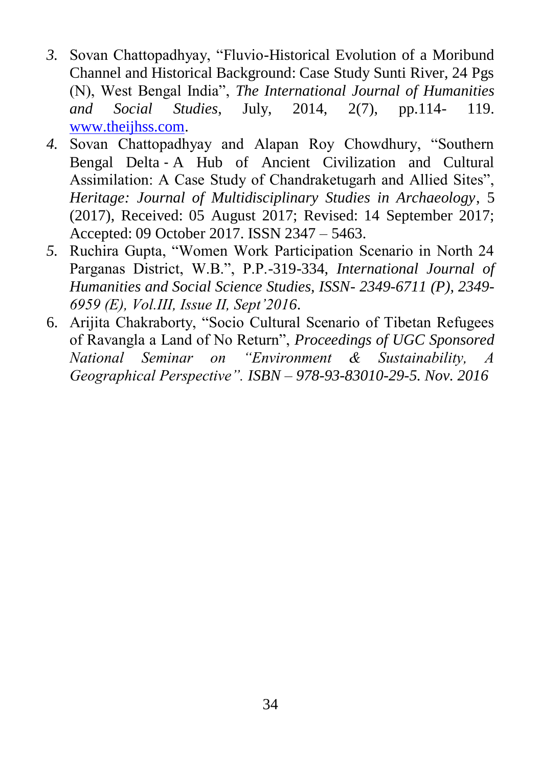3. Sovan Chattopadhyay, "Fluvio-Historical Evolution of a Moribund Channel and Historical Background: Case Study Sunti River, 24 Pgs (N), West Bengal India", *The International Journal of Humanities and Social Studies*, July, 2014, 2(7), pp.114- 119. www.theijhss.com.
4. Sovan Chattopadhyay and Alapan Roy Chowdhury, "Southern Bengal Delta - A Hub of Ancient Civilization and Cultural Assimilation: A Case Study of Chandraketugarh and Allied Sites", *Heritage: Journal of Multidisciplinary Studies in Archaeology*, 5 (2017), Received: 05 August 2017; Revised: 14 September 2017; Accepted: 09 October 2017. ISSN 2347 – 5463.
5. Ruchira Gupta, "Women Work Participation Scenario in North 24 Parganas District, W.B.", P.P.-319-334, *International Journal of Humanities and Social Science Studies, ISSN- 2349-6711 (P), 2349-6959 (E), Vol.III, Issue II, Sept'2016*.
6. Arijita Chakraborty, "Socio Cultural Scenario of Tibetan Refugees of Ravangla a Land of No Return", *Proceedings of UGC Sponsored National Seminar on "Environment & Sustainability, A Geographical Perspective". ISBN – 978-93-83010-29-5. Nov. 2016*